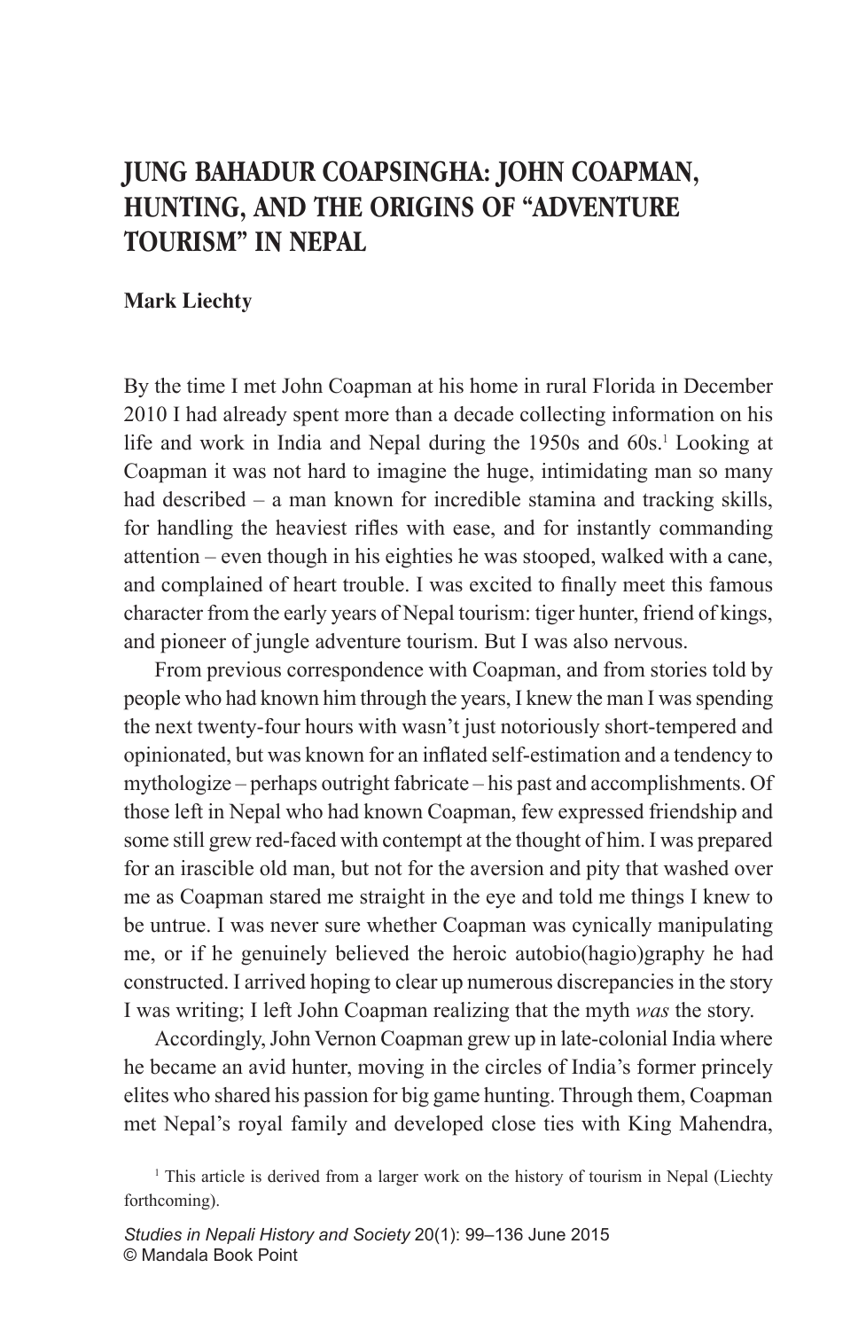# JUNG BAHADUR COAPSINGHA: JOHN COAPMAN, HUNTING, AND THE ORIGINS OF "ADVENTURE TOURISM" IN NEPAL

**Mark Liechty**

By the time I met John Coapman at his home in rural Florida in December 2010 I had already spent more than a decade collecting information on his life and work in India and Nepal during the 1950s and 60s.[1] Looking at Coapman it was not hard to imagine the huge, intimidating man so many had described – a man known for incredible stamina and tracking skills, for handling the heaviest rifles with ease, and for instantly commanding attention – even though in his eighties he was stooped, walked with a cane, and complained of heart trouble. I was excited to finally meet this famous character from the early years of Nepal tourism: tiger hunter, friend of kings, and pioneer of jungle adventure tourism. But I was also nervous.

From previous correspondence with Coapman, and from stories told by people who had known him through the years, I knew the man I was spending the next twenty-four hours with wasn't just notoriously short-tempered and opinionated, but was known for an inflated self-estimation and a tendency to mythologize – perhaps outright fabricate – his past and accomplishments. Of those left in Nepal who had known Coapman, few expressed friendship and some still grew red-faced with contempt at the thought of him. I was prepared for an irascible old man, but not for the aversion and pity that washed over me as Coapman stared me straight in the eye and told me things I knew to be untrue. I was never sure whether Coapman was cynically manipulating me, or if he genuinely believed the heroic autobio(hagio)graphy he had constructed. I arrived hoping to clear up numerous discrepancies in the story I was writing; I left John Coapman realizing that the myth *was* the story.

Accordingly, John Vernon Coapman grew up in late-colonial India where he became an avid hunter, moving in the circles of India's former princely elites who shared his passion for big game hunting. Through them, Coapman met Nepal's royal family and developed close ties with King Mahendra,

[1] This article is derived from a larger work on the history of tourism in Nepal (Liechty forthcoming).

*Studies in Nepali History and Society* 20(1): 99–136 June 2015
© Mandala Book Point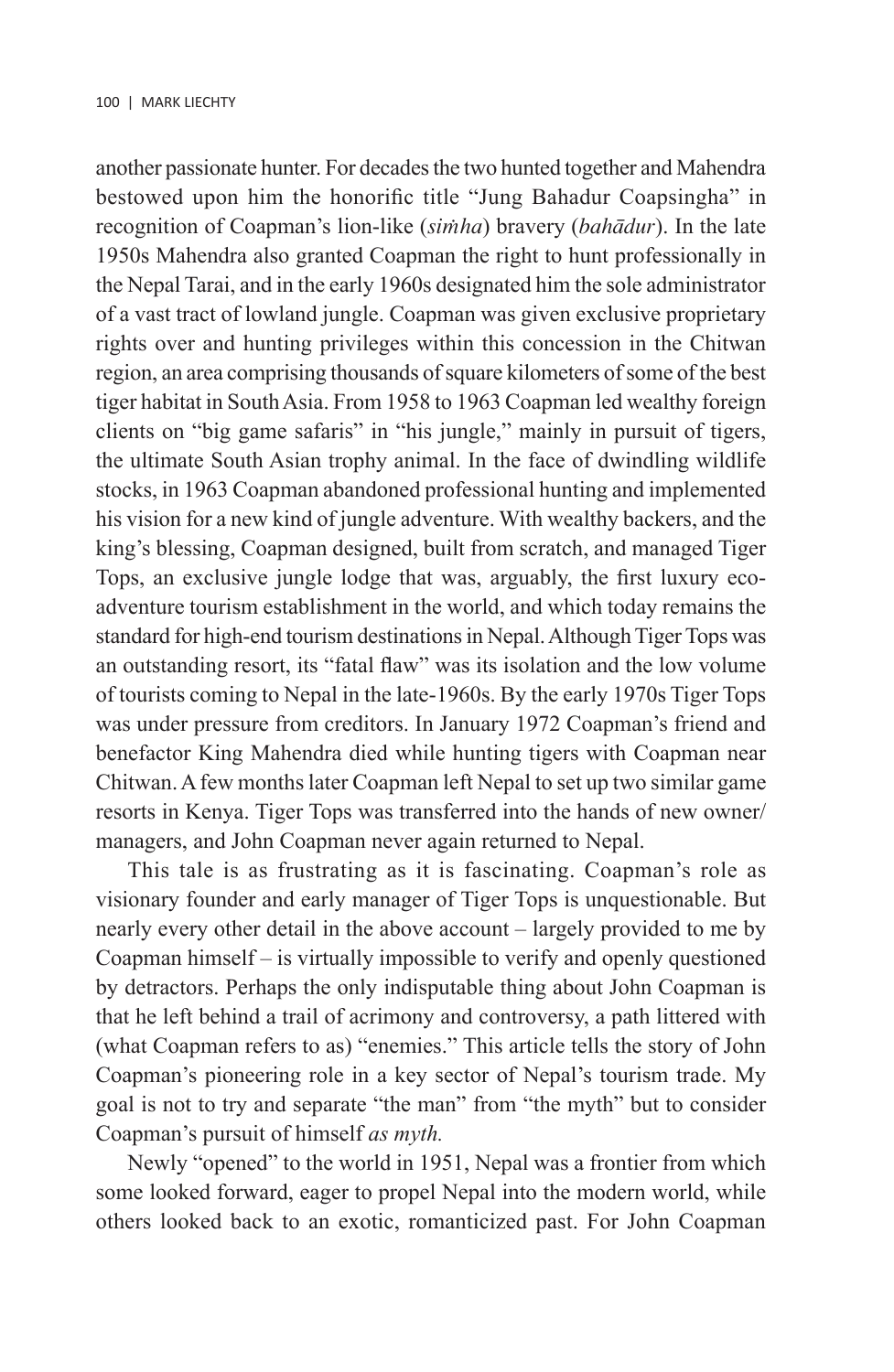another passionate hunter. For decades the two hunted together and Mahendra bestowed upon him the honorific title "Jung Bahadur Coapsingha" in recognition of Coapman's lion-like (*siṁha*) bravery (*bahādur*). In the late 1950s Mahendra also granted Coapman the right to hunt professionally in the Nepal Tarai, and in the early 1960s designated him the sole administrator of a vast tract of lowland jungle. Coapman was given exclusive proprietary rights over and hunting privileges within this concession in the Chitwan region, an area comprising thousands of square kilometers of some of the best tiger habitat in South Asia. From 1958 to 1963 Coapman led wealthy foreign clients on "big game safaris" in "his jungle," mainly in pursuit of tigers, the ultimate South Asian trophy animal. In the face of dwindling wildlife stocks, in 1963 Coapman abandoned professional hunting and implemented his vision for a new kind of jungle adventure. With wealthy backers, and the king's blessing, Coapman designed, built from scratch, and managed Tiger Tops, an exclusive jungle lodge that was, arguably, the first luxury eco-adventure tourism establishment in the world, and which today remains the standard for high-end tourism destinations in Nepal. Although Tiger Tops was an outstanding resort, its "fatal flaw" was its isolation and the low volume of tourists coming to Nepal in the late-1960s. By the early 1970s Tiger Tops was under pressure from creditors. In January 1972 Coapman's friend and benefactor King Mahendra died while hunting tigers with Coapman near Chitwan. A few months later Coapman left Nepal to set up two similar game resorts in Kenya. Tiger Tops was transferred into the hands of new owner/managers, and John Coapman never again returned to Nepal.

This tale is as frustrating as it is fascinating. Coapman's role as visionary founder and early manager of Tiger Tops is unquestionable. But nearly every other detail in the above account – largely provided to me by Coapman himself – is virtually impossible to verify and openly questioned by detractors. Perhaps the only indisputable thing about John Coapman is that he left behind a trail of acrimony and controversy, a path littered with (what Coapman refers to as) "enemies." This article tells the story of John Coapman's pioneering role in a key sector of Nepal's tourism trade. My goal is not to try and separate "the man" from "the myth" but to consider Coapman's pursuit of himself *as myth.*

Newly "opened" to the world in 1951, Nepal was a frontier from which some looked forward, eager to propel Nepal into the modern world, while others looked back to an exotic, romanticized past. For John Coapman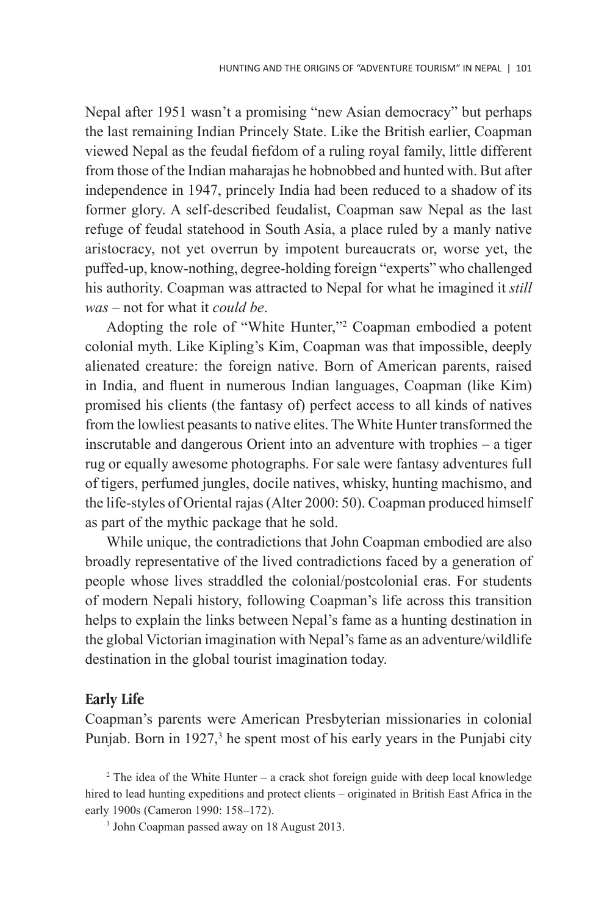Nepal after 1951 wasn't a promising "new Asian democracy" but perhaps the last remaining Indian Princely State. Like the British earlier, Coapman viewed Nepal as the feudal fiefdom of a ruling royal family, little different from those of the Indian maharajas he hobnobbed and hunted with. But after independence in 1947, princely India had been reduced to a shadow of its former glory. A self-described feudalist, Coapman saw Nepal as the last refuge of feudal statehood in South Asia, a place ruled by a manly native aristocracy, not yet overrun by impotent bureaucrats or, worse yet, the puffed-up, know-nothing, degree-holding foreign "experts" who challenged his authority. Coapman was attracted to Nepal for what he imagined it *still was* – not for what it *could be*.

Adopting the role of "White Hunter,"[2] Coapman embodied a potent colonial myth. Like Kipling's Kim, Coapman was that impossible, deeply alienated creature: the foreign native. Born of American parents, raised in India, and fluent in numerous Indian languages, Coapman (like Kim) promised his clients (the fantasy of) perfect access to all kinds of natives from the lowliest peasants to native elites. The White Hunter transformed the inscrutable and dangerous Orient into an adventure with trophies – a tiger rug or equally awesome photographs. For sale were fantasy adventures full of tigers, perfumed jungles, docile natives, whisky, hunting machismo, and the life-styles of Oriental rajas (Alter 2000: 50). Coapman produced himself as part of the mythic package that he sold.

While unique, the contradictions that John Coapman embodied are also broadly representative of the lived contradictions faced by a generation of people whose lives straddled the colonial/postcolonial eras. For students of modern Nepali history, following Coapman's life across this transition helps to explain the links between Nepal's fame as a hunting destination in the global Victorian imagination with Nepal's fame as an adventure/wildlife destination in the global tourist imagination today.

## Early Life

Coapman's parents were American Presbyterian missionaries in colonial Punjab. Born in 1927,[3] he spent most of his early years in the Punjabi city

[2] The idea of the White Hunter – a crack shot foreign guide with deep local knowledge hired to lead hunting expeditions and protect clients – originated in British East Africa in the early 1900s (Cameron 1990: 158–172).

[3] John Coapman passed away on 18 August 2013.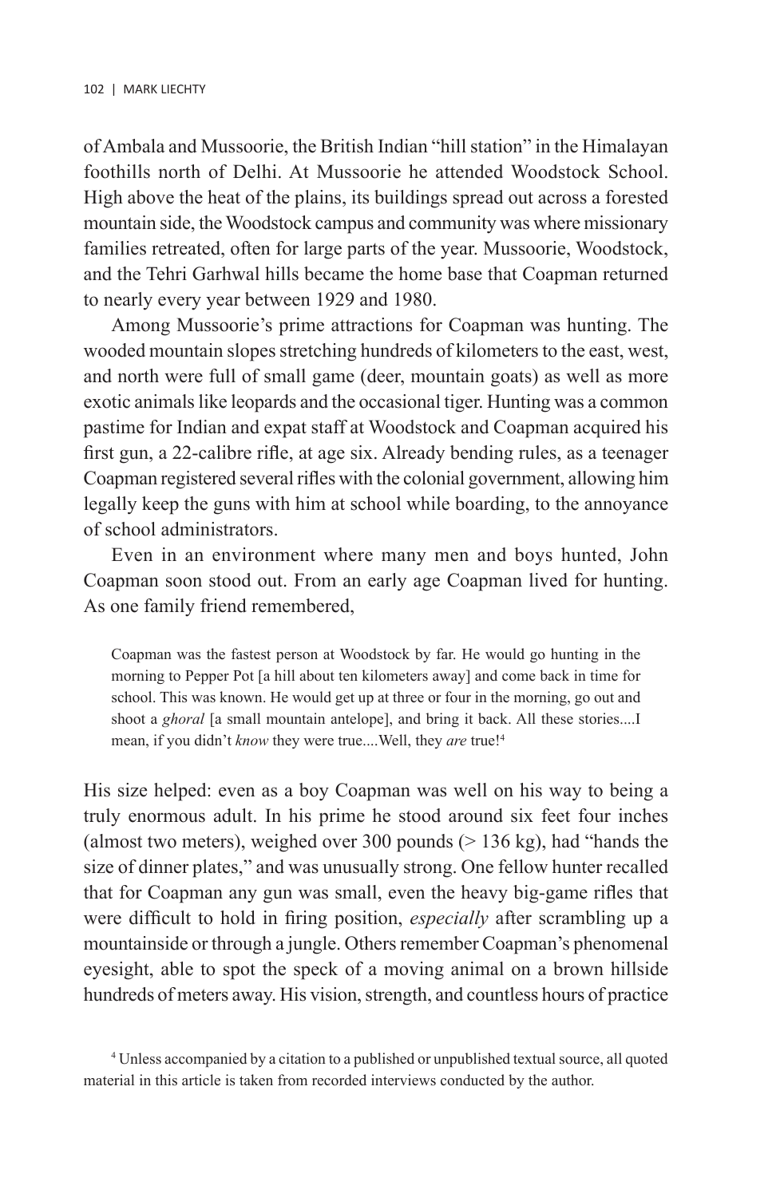of Ambala and Mussoorie, the British Indian "hill station" in the Himalayan foothills north of Delhi. At Mussoorie he attended Woodstock School. High above the heat of the plains, its buildings spread out across a forested mountain side, the Woodstock campus and community was where missionary families retreated, often for large parts of the year. Mussoorie, Woodstock, and the Tehri Garhwal hills became the home base that Coapman returned to nearly every year between 1929 and 1980.

Among Mussoorie's prime attractions for Coapman was hunting. The wooded mountain slopes stretching hundreds of kilometers to the east, west, and north were full of small game (deer, mountain goats) as well as more exotic animals like leopards and the occasional tiger. Hunting was a common pastime for Indian and expat staff at Woodstock and Coapman acquired his first gun, a 22-calibre rifle, at age six. Already bending rules, as a teenager Coapman registered several rifles with the colonial government, allowing him legally keep the guns with him at school while boarding, to the annoyance of school administrators.

Even in an environment where many men and boys hunted, John Coapman soon stood out. From an early age Coapman lived for hunting. As one family friend remembered,

> Coapman was the fastest person at Woodstock by far. He would go hunting in the morning to Pepper Pot [a hill about ten kilometers away] and come back in time for school. This was known. He would get up at three or four in the morning, go out and shoot a *ghoral* [a small mountain antelope], and bring it back. All these stories....I mean, if you didn't *know* they were true....Well, they *are* true![4]

His size helped: even as a boy Coapman was well on his way to being a truly enormous adult. In his prime he stood around six feet four inches (almost two meters), weighed over 300 pounds (> 136 kg), had "hands the size of dinner plates," and was unusually strong. One fellow hunter recalled that for Coapman any gun was small, even the heavy big-game rifles that were difficult to hold in firing position, *especially* after scrambling up a mountainside or through a jungle. Others remember Coapman's phenomenal eyesight, able to spot the speck of a moving animal on a brown hillside hundreds of meters away. His vision, strength, and countless hours of practice

[4] Unless accompanied by a citation to a published or unpublished textual source, all quoted material in this article is taken from recorded interviews conducted by the author.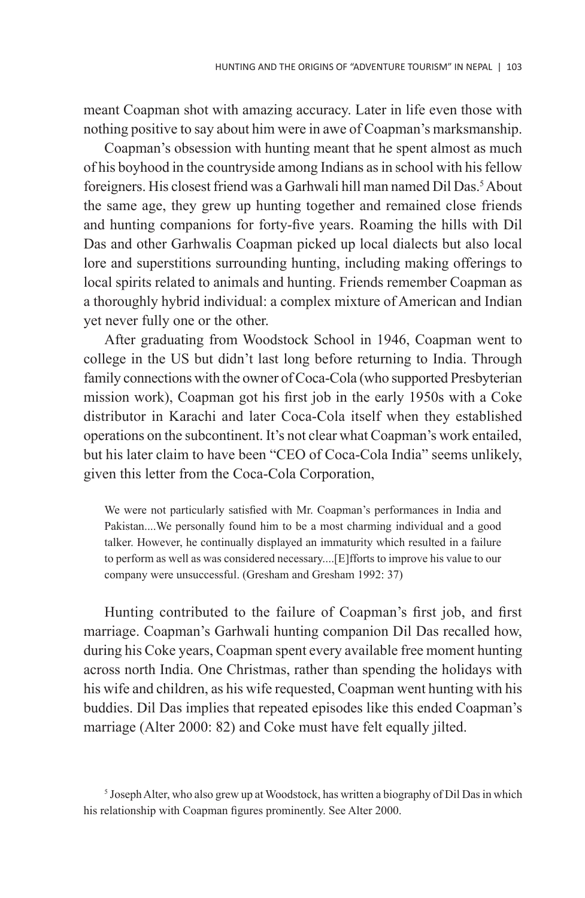meant Coapman shot with amazing accuracy. Later in life even those with nothing positive to say about him were in awe of Coapman's marksmanship.

Coapman's obsession with hunting meant that he spent almost as much of his boyhood in the countryside among Indians as in school with his fellow foreigners. His closest friend was a Garhwali hill man named Dil Das.[5] About the same age, they grew up hunting together and remained close friends and hunting companions for forty-five years. Roaming the hills with Dil Das and other Garhwalis Coapman picked up local dialects but also local lore and superstitions surrounding hunting, including making offerings to local spirits related to animals and hunting. Friends remember Coapman as a thoroughly hybrid individual: a complex mixture of American and Indian yet never fully one or the other.

After graduating from Woodstock School in 1946, Coapman went to college in the US but didn't last long before returning to India. Through family connections with the owner of Coca-Cola (who supported Presbyterian mission work), Coapman got his first job in the early 1950s with a Coke distributor in Karachi and later Coca-Cola itself when they established operations on the subcontinent. It's not clear what Coapman's work entailed, but his later claim to have been "CEO of Coca-Cola India" seems unlikely, given this letter from the Coca-Cola Corporation,

> We were not particularly satisfied with Mr. Coapman's performances in India and Pakistan....We personally found him to be a most charming individual and a good talker. However, he continually displayed an immaturity which resulted in a failure to perform as well as was considered necessary....[E]fforts to improve his value to our company were unsuccessful. (Gresham and Gresham 1992: 37)

Hunting contributed to the failure of Coapman's first job, and first marriage. Coapman's Garhwali hunting companion Dil Das recalled how, during his Coke years, Coapman spent every available free moment hunting across north India. One Christmas, rather than spending the holidays with his wife and children, as his wife requested, Coapman went hunting with his buddies. Dil Das implies that repeated episodes like this ended Coapman's marriage (Alter 2000: 82) and Coke must have felt equally jilted.

---

[5] Joseph Alter, who also grew up at Woodstock, has written a biography of Dil Das in which his relationship with Coapman figures prominently. See Alter 2000.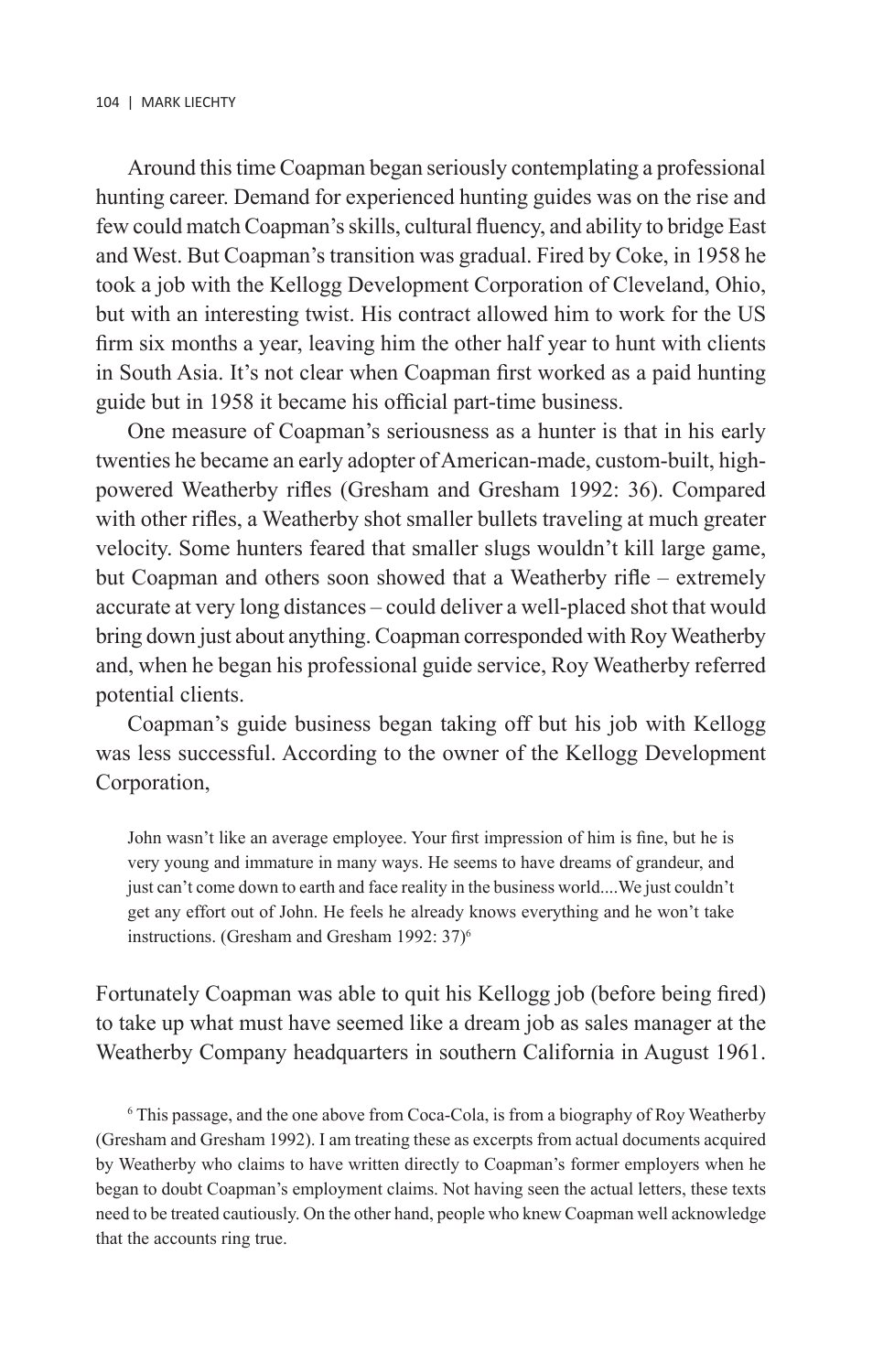Around this time Coapman began seriously contemplating a professional hunting career. Demand for experienced hunting guides was on the rise and few could match Coapman's skills, cultural fluency, and ability to bridge East and West. But Coapman's transition was gradual. Fired by Coke, in 1958 he took a job with the Kellogg Development Corporation of Cleveland, Ohio, but with an interesting twist. His contract allowed him to work for the US firm six months a year, leaving him the other half year to hunt with clients in South Asia. It's not clear when Coapman first worked as a paid hunting guide but in 1958 it became his official part-time business.

One measure of Coapman's seriousness as a hunter is that in his early twenties he became an early adopter of American-made, custom-built, high-powered Weatherby rifles (Gresham and Gresham 1992: 36). Compared with other rifles, a Weatherby shot smaller bullets traveling at much greater velocity. Some hunters feared that smaller slugs wouldn't kill large game, but Coapman and others soon showed that a Weatherby rifle – extremely accurate at very long distances – could deliver a well-placed shot that would bring down just about anything. Coapman corresponded with Roy Weatherby and, when he began his professional guide service, Roy Weatherby referred potential clients.

Coapman's guide business began taking off but his job with Kellogg was less successful. According to the owner of the Kellogg Development Corporation,

> John wasn't like an average employee. Your first impression of him is fine, but he is very young and immature in many ways. He seems to have dreams of grandeur, and just can't come down to earth and face reality in the business world....We just couldn't get any effort out of John. He feels he already knows everything and he won't take instructions. (Gresham and Gresham 1992: 37)[6]

Fortunately Coapman was able to quit his Kellogg job (before being fired) to take up what must have seemed like a dream job as sales manager at the Weatherby Company headquarters in southern California in August 1961.

[6] This passage, and the one above from Coca-Cola, is from a biography of Roy Weatherby (Gresham and Gresham 1992). I am treating these as excerpts from actual documents acquired by Weatherby who claims to have written directly to Coapman's former employers when he began to doubt Coapman's employment claims. Not having seen the actual letters, these texts need to be treated cautiously. On the other hand, people who knew Coapman well acknowledge that the accounts ring true.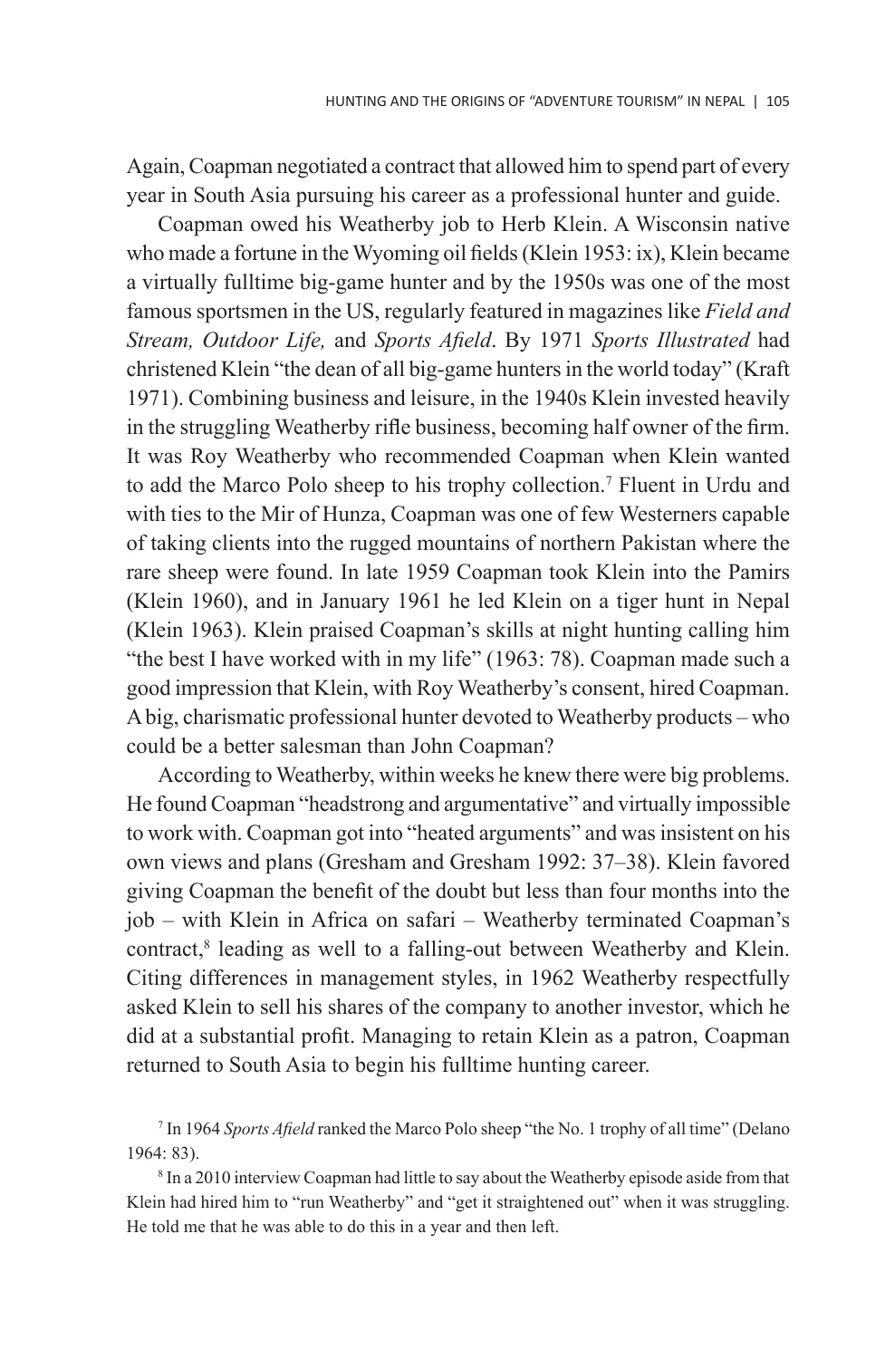Again, Coapman negotiated a contract that allowed him to spend part of every year in South Asia pursuing his career as a professional hunter and guide.

Coapman owed his Weatherby job to Herb Klein. A Wisconsin native who made a fortune in the Wyoming oil fields (Klein 1953: ix), Klein became a virtually fulltime big-game hunter and by the 1950s was one of the most famous sportsmen in the US, regularly featured in magazines like *Field and Stream, Outdoor Life,* and *Sports Afield*. By 1971 *Sports Illustrated* had christened Klein "the dean of all big-game hunters in the world today" (Kraft 1971). Combining business and leisure, in the 1940s Klein invested heavily in the struggling Weatherby rifle business, becoming half owner of the firm. It was Roy Weatherby who recommended Coapman when Klein wanted to add the Marco Polo sheep to his trophy collection.[7] Fluent in Urdu and with ties to the Mir of Hunza, Coapman was one of few Westerners capable of taking clients into the rugged mountains of northern Pakistan where the rare sheep were found. In late 1959 Coapman took Klein into the Pamirs (Klein 1960), and in January 1961 he led Klein on a tiger hunt in Nepal (Klein 1963). Klein praised Coapman's skills at night hunting calling him "the best I have worked with in my life" (1963: 78). Coapman made such a good impression that Klein, with Roy Weatherby's consent, hired Coapman. A big, charismatic professional hunter devoted to Weatherby products – who could be a better salesman than John Coapman?

According to Weatherby, within weeks he knew there were big problems. He found Coapman "headstrong and argumentative" and virtually impossible to work with. Coapman got into "heated arguments" and was insistent on his own views and plans (Gresham and Gresham 1992: 37–38). Klein favored giving Coapman the benefit of the doubt but less than four months into the job – with Klein in Africa on safari – Weatherby terminated Coapman's contract,[8] leading as well to a falling-out between Weatherby and Klein. Citing differences in management styles, in 1962 Weatherby respectfully asked Klein to sell his shares of the company to another investor, which he did at a substantial profit. Managing to retain Klein as a patron, Coapman returned to South Asia to begin his fulltime hunting career.

[7] In 1964 *Sports Afield* ranked the Marco Polo sheep "the No. 1 trophy of all time" (Delano 1964: 83).

[8] In a 2010 interview Coapman had little to say about the Weatherby episode aside from that Klein had hired him to "run Weatherby" and "get it straightened out" when it was struggling. He told me that he was able to do this in a year and then left.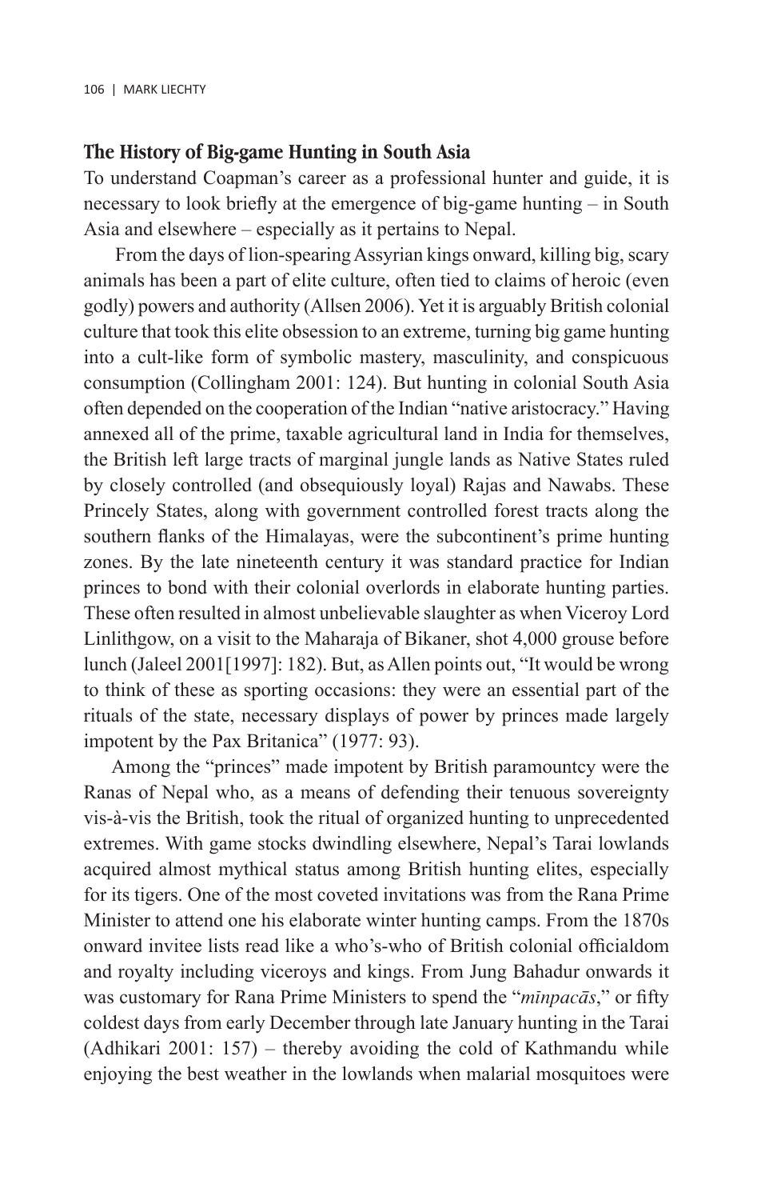## The History of Big-game Hunting in South Asia

To understand Coapman's career as a professional hunter and guide, it is necessary to look briefly at the emergence of big-game hunting – in South Asia and elsewhere – especially as it pertains to Nepal.

From the days of lion-spearing Assyrian kings onward, killing big, scary animals has been a part of elite culture, often tied to claims of heroic (even godly) powers and authority (Allsen 2006). Yet it is arguably British colonial culture that took this elite obsession to an extreme, turning big game hunting into a cult-like form of symbolic mastery, masculinity, and conspicuous consumption (Collingham 2001: 124). But hunting in colonial South Asia often depended on the cooperation of the Indian "native aristocracy." Having annexed all of the prime, taxable agricultural land in India for themselves, the British left large tracts of marginal jungle lands as Native States ruled by closely controlled (and obsequiously loyal) Rajas and Nawabs. These Princely States, along with government controlled forest tracts along the southern flanks of the Himalayas, were the subcontinent's prime hunting zones. By the late nineteenth century it was standard practice for Indian princes to bond with their colonial overlords in elaborate hunting parties. These often resulted in almost unbelievable slaughter as when Viceroy Lord Linlithgow, on a visit to the Maharaja of Bikaner, shot 4,000 grouse before lunch (Jaleel 2001[1997]: 182). But, as Allen points out, "It would be wrong to think of these as sporting occasions: they were an essential part of the rituals of the state, necessary displays of power by princes made largely impotent by the Pax Britanica" (1977: 93).

Among the "princes" made impotent by British paramountcy were the Ranas of Nepal who, as a means of defending their tenuous sovereignty vis-à-vis the British, took the ritual of organized hunting to unprecedented extremes. With game stocks dwindling elsewhere, Nepal's Tarai lowlands acquired almost mythical status among British hunting elites, especially for its tigers. One of the most coveted invitations was from the Rana Prime Minister to attend one his elaborate winter hunting camps. From the 1870s onward invitee lists read like a who's-who of British colonial officialdom and royalty including viceroys and kings. From Jung Bahadur onwards it was customary for Rana Prime Ministers to spend the "*mīnpacās*," or fifty coldest days from early December through late January hunting in the Tarai (Adhikari 2001: 157) – thereby avoiding the cold of Kathmandu while enjoying the best weather in the lowlands when malarial mosquitoes were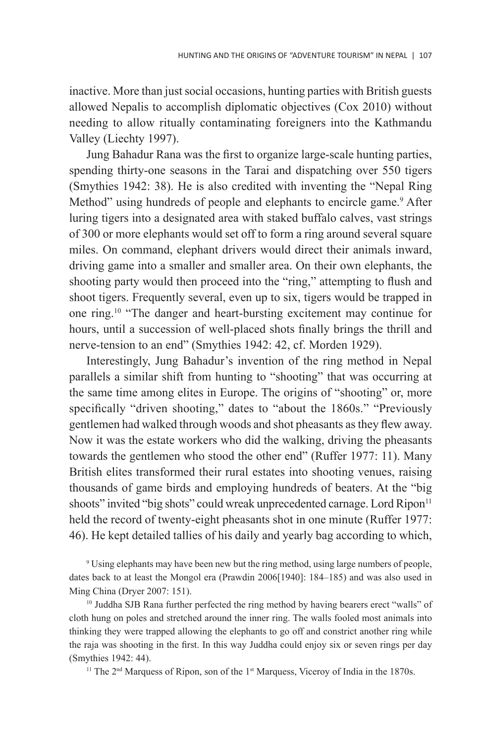inactive. More than just social occasions, hunting parties with British guests allowed Nepalis to accomplish diplomatic objectives (Cox 2010) without needing to allow ritually contaminating foreigners into the Kathmandu Valley (Liechty 1997).

Jung Bahadur Rana was the first to organize large-scale hunting parties, spending thirty-one seasons in the Tarai and dispatching over 550 tigers (Smythies 1942: 38). He is also credited with inventing the "Nepal Ring Method" using hundreds of people and elephants to encircle game.[9] After luring tigers into a designated area with staked buffalo calves, vast strings of 300 or more elephants would set off to form a ring around several square miles. On command, elephant drivers would direct their animals inward, driving game into a smaller and smaller area. On their own elephants, the shooting party would then proceed into the "ring," attempting to flush and shoot tigers. Frequently several, even up to six, tigers would be trapped in one ring.[10] "The danger and heart-bursting excitement may continue for hours, until a succession of well-placed shots finally brings the thrill and nerve-tension to an end" (Smythies 1942: 42, cf. Morden 1929).

Interestingly, Jung Bahadur's invention of the ring method in Nepal parallels a similar shift from hunting to "shooting" that was occurring at the same time among elites in Europe. The origins of "shooting" or, more specifically "driven shooting," dates to "about the 1860s." "Previously gentlemen had walked through woods and shot pheasants as they flew away. Now it was the estate workers who did the walking, driving the pheasants towards the gentlemen who stood the other end" (Ruffer 1977: 11). Many British elites transformed their rural estates into shooting venues, raising thousands of game birds and employing hundreds of beaters. At the "big shoots" invited "big shots" could wreak unprecedented carnage. Lord Ripon[11] held the record of twenty-eight pheasants shot in one minute (Ruffer 1977: 46). He kept detailed tallies of his daily and yearly bag according to which,

[9] Using elephants may have been new but the ring method, using large numbers of people, dates back to at least the Mongol era (Prawdin 2006[1940]: 184–185) and was also used in Ming China (Dryer 2007: 151).

[10] Juddha SJB Rana further perfected the ring method by having bearers erect "walls" of cloth hung on poles and stretched around the inner ring. The walls fooled most animals into thinking they were trapped allowing the elephants to go off and constrict another ring while the raja was shooting in the first. In this way Juddha could enjoy six or seven rings per day (Smythies 1942: 44).

[11] The 2nd Marquess of Ripon, son of the 1st Marquess, Viceroy of India in the 1870s.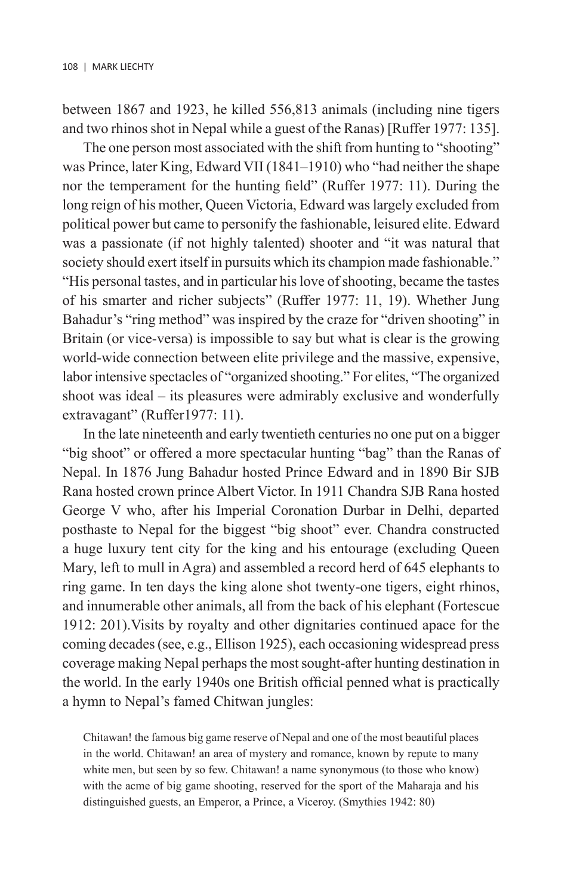between 1867 and 1923, he killed 556,813 animals (including nine tigers and two rhinos shot in Nepal while a guest of the Ranas) [Ruffer 1977: 135].

The one person most associated with the shift from hunting to "shooting" was Prince, later King, Edward VII (1841–1910) who "had neither the shape nor the temperament for the hunting field" (Ruffer 1977: 11). During the long reign of his mother, Queen Victoria, Edward was largely excluded from political power but came to personify the fashionable, leisured elite. Edward was a passionate (if not highly talented) shooter and "it was natural that society should exert itself in pursuits which its champion made fashionable." "His personal tastes, and in particular his love of shooting, became the tastes of his smarter and richer subjects" (Ruffer 1977: 11, 19). Whether Jung Bahadur's "ring method" was inspired by the craze for "driven shooting" in Britain (or vice-versa) is impossible to say but what is clear is the growing world-wide connection between elite privilege and the massive, expensive, labor intensive spectacles of "organized shooting." For elites, "The organized shoot was ideal – its pleasures were admirably exclusive and wonderfully extravagant" (Ruffer1977: 11).

In the late nineteenth and early twentieth centuries no one put on a bigger "big shoot" or offered a more spectacular hunting "bag" than the Ranas of Nepal. In 1876 Jung Bahadur hosted Prince Edward and in 1890 Bir SJB Rana hosted crown prince Albert Victor. In 1911 Chandra SJB Rana hosted George V who, after his Imperial Coronation Durbar in Delhi, departed posthaste to Nepal for the biggest "big shoot" ever. Chandra constructed a huge luxury tent city for the king and his entourage (excluding Queen Mary, left to mull in Agra) and assembled a record herd of 645 elephants to ring game. In ten days the king alone shot twenty-one tigers, eight rhinos, and innumerable other animals, all from the back of his elephant (Fortescue 1912: 201).Visits by royalty and other dignitaries continued apace for the coming decades (see, e.g., Ellison 1925), each occasioning widespread press coverage making Nepal perhaps the most sought-after hunting destination in the world. In the early 1940s one British official penned what is practically a hymn to Nepal's famed Chitwan jungles:

> Chitawan! the famous big game reserve of Nepal and one of the most beautiful places in the world. Chitawan! an area of mystery and romance, known by repute to many white men, but seen by so few. Chitawan! a name synonymous (to those who know) with the acme of big game shooting, reserved for the sport of the Maharaja and his distinguished guests, an Emperor, a Prince, a Viceroy. (Smythies 1942: 80)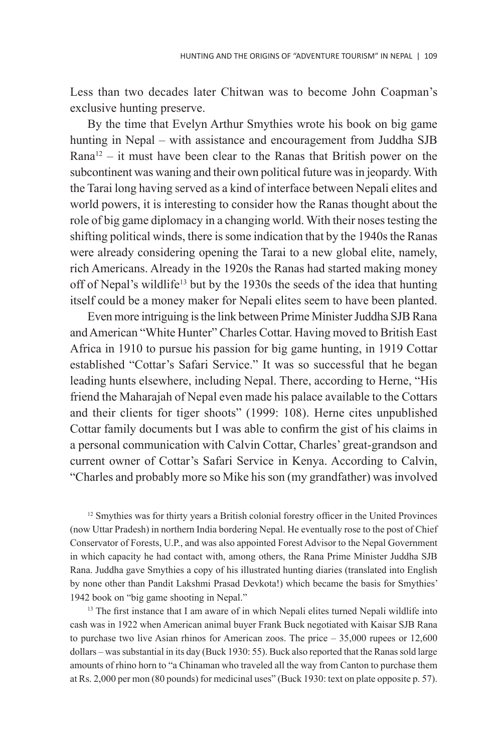Less than two decades later Chitwan was to become John Coapman's exclusive hunting preserve.

By the time that Evelyn Arthur Smythies wrote his book on big game hunting in Nepal – with assistance and encouragement from Juddha SJB Rana[12] – it must have been clear to the Ranas that British power on the subcontinent was waning and their own political future was in jeopardy. With the Tarai long having served as a kind of interface between Nepali elites and world powers, it is interesting to consider how the Ranas thought about the role of big game diplomacy in a changing world. With their noses testing the shifting political winds, there is some indication that by the 1940s the Ranas were already considering opening the Tarai to a new global elite, namely, rich Americans. Already in the 1920s the Ranas had started making money off of Nepal's wildlife[13] but by the 1930s the seeds of the idea that hunting itself could be a money maker for Nepali elites seem to have been planted.

Even more intriguing is the link between Prime Minister Juddha SJB Rana and American "White Hunter" Charles Cottar. Having moved to British East Africa in 1910 to pursue his passion for big game hunting, in 1919 Cottar established "Cottar's Safari Service." It was so successful that he began leading hunts elsewhere, including Nepal. There, according to Herne, "His friend the Maharajah of Nepal even made his palace available to the Cottars and their clients for tiger shoots" (1999: 108). Herne cites unpublished Cottar family documents but I was able to confirm the gist of his claims in a personal communication with Calvin Cottar, Charles' great-grandson and current owner of Cottar's Safari Service in Kenya. According to Calvin, "Charles and probably more so Mike his son (my grandfather) was involved

[12] Smythies was for thirty years a British colonial forestry officer in the United Provinces (now Uttar Pradesh) in northern India bordering Nepal. He eventually rose to the post of Chief Conservator of Forests, U.P., and was also appointed Forest Advisor to the Nepal Government in which capacity he had contact with, among others, the Rana Prime Minister Juddha SJB Rana. Juddha gave Smythies a copy of his illustrated hunting diaries (translated into English by none other than Pandit Lakshmi Prasad Devkota!) which became the basis for Smythies' 1942 book on "big game shooting in Nepal."

[13] The first instance that I am aware of in which Nepali elites turned Nepali wildlife into cash was in 1922 when American animal buyer Frank Buck negotiated with Kaisar SJB Rana to purchase two live Asian rhinos for American zoos. The price – 35,000 rupees or 12,600 dollars – was substantial in its day (Buck 1930: 55). Buck also reported that the Ranas sold large amounts of rhino horn to "a Chinaman who traveled all the way from Canton to purchase them at Rs. 2,000 per mon (80 pounds) for medicinal uses" (Buck 1930: text on plate opposite p. 57).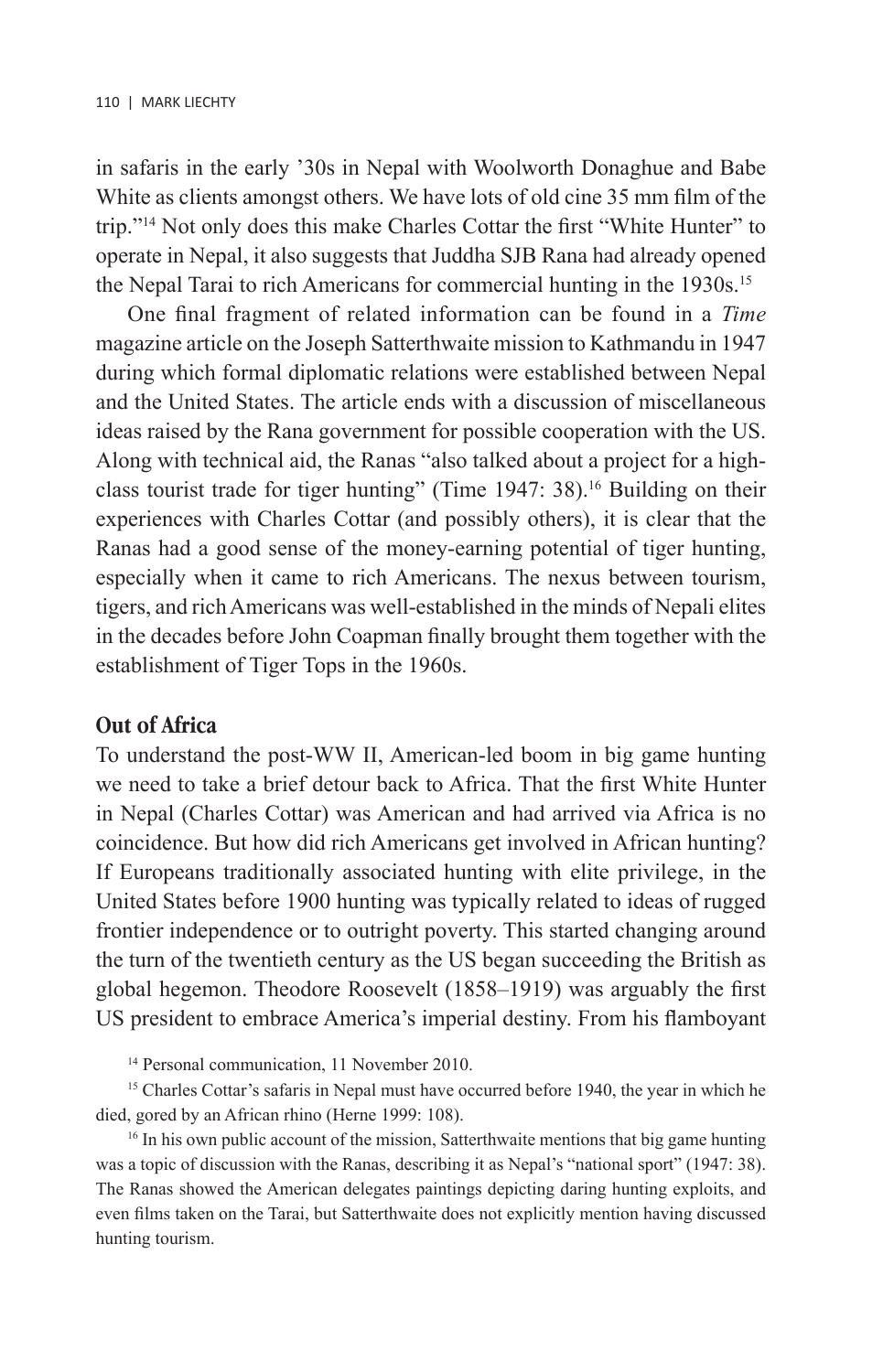in safaris in the early '30s in Nepal with Woolworth Donaghue and Babe White as clients amongst others. We have lots of old cine 35 mm film of the trip."[14] Not only does this make Charles Cottar the first "White Hunter" to operate in Nepal, it also suggests that Juddha SJB Rana had already opened the Nepal Tarai to rich Americans for commercial hunting in the 1930s.[15]

One final fragment of related information can be found in a *Time* magazine article on the Joseph Satterthwaite mission to Kathmandu in 1947 during which formal diplomatic relations were established between Nepal and the United States. The article ends with a discussion of miscellaneous ideas raised by the Rana government for possible cooperation with the US. Along with technical aid, the Ranas "also talked about a project for a high-class tourist trade for tiger hunting" (Time 1947: 38).[16] Building on their experiences with Charles Cottar (and possibly others), it is clear that the Ranas had a good sense of the money-earning potential of tiger hunting, especially when it came to rich Americans. The nexus between tourism, tigers, and rich Americans was well-established in the minds of Nepali elites in the decades before John Coapman finally brought them together with the establishment of Tiger Tops in the 1960s.

## Out of Africa

To understand the post-WW II, American-led boom in big game hunting we need to take a brief detour back to Africa. That the first White Hunter in Nepal (Charles Cottar) was American and had arrived via Africa is no coincidence. But how did rich Americans get involved in African hunting? If Europeans traditionally associated hunting with elite privilege, in the United States before 1900 hunting was typically related to ideas of rugged frontier independence or to outright poverty. This started changing around the turn of the twentieth century as the US began succeeding the British as global hegemon. Theodore Roosevelt (1858–1919) was arguably the first US president to embrace America's imperial destiny. From his flamboyant

[14] Personal communication, 11 November 2010.

[15] Charles Cottar's safaris in Nepal must have occurred before 1940, the year in which he died, gored by an African rhino (Herne 1999: 108).

[16] In his own public account of the mission, Satterthwaite mentions that big game hunting was a topic of discussion with the Ranas, describing it as Nepal's "national sport" (1947: 38). The Ranas showed the American delegates paintings depicting daring hunting exploits, and even films taken on the Tarai, but Satterthwaite does not explicitly mention having discussed hunting tourism.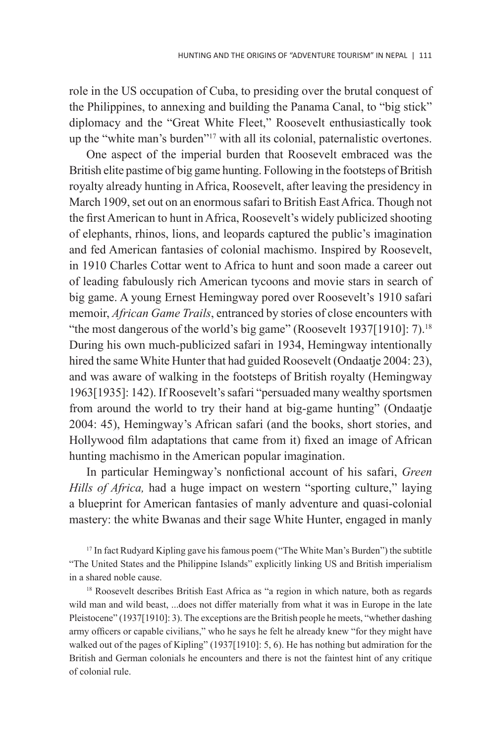role in the US occupation of Cuba, to presiding over the brutal conquest of the Philippines, to annexing and building the Panama Canal, to "big stick" diplomacy and the "Great White Fleet," Roosevelt enthusiastically took up the "white man's burden"[17] with all its colonial, paternalistic overtones.

One aspect of the imperial burden that Roosevelt embraced was the British elite pastime of big game hunting. Following in the footsteps of British royalty already hunting in Africa, Roosevelt, after leaving the presidency in March 1909, set out on an enormous safari to British East Africa. Though not the first American to hunt in Africa, Roosevelt's widely publicized shooting of elephants, rhinos, lions, and leopards captured the public's imagination and fed American fantasies of colonial machismo. Inspired by Roosevelt, in 1910 Charles Cottar went to Africa to hunt and soon made a career out of leading fabulously rich American tycoons and movie stars in search of big game. A young Ernest Hemingway pored over Roosevelt's 1910 safari memoir, *African Game Trails*, entranced by stories of close encounters with "the most dangerous of the world's big game" (Roosevelt 1937[1910]: 7).[18] During his own much-publicized safari in 1934, Hemingway intentionally hired the same White Hunter that had guided Roosevelt (Ondaatje 2004: 23), and was aware of walking in the footsteps of British royalty (Hemingway 1963[1935]: 142). If Roosevelt's safari "persuaded many wealthy sportsmen from around the world to try their hand at big-game hunting" (Ondaatje 2004: 45), Hemingway's African safari (and the books, short stories, and Hollywood film adaptations that came from it) fixed an image of African hunting machismo in the American popular imagination.

In particular Hemingway's nonfictional account of his safari, *Green Hills of Africa,* had a huge impact on western "sporting culture," laying a blueprint for American fantasies of manly adventure and quasi-colonial mastery: the white Bwanas and their sage White Hunter, engaged in manly

[17] In fact Rudyard Kipling gave his famous poem ("The White Man's Burden") the subtitle "The United States and the Philippine Islands" explicitly linking US and British imperialism in a shared noble cause.

[18] Roosevelt describes British East Africa as "a region in which nature, both as regards wild man and wild beast, ...does not differ materially from what it was in Europe in the late Pleistocene" (1937[1910]: 3). The exceptions are the British people he meets, "whether dashing army officers or capable civilians," who he says he felt he already knew "for they might have walked out of the pages of Kipling" (1937[1910]: 5, 6). He has nothing but admiration for the British and German colonials he encounters and there is not the faintest hint of any critique of colonial rule.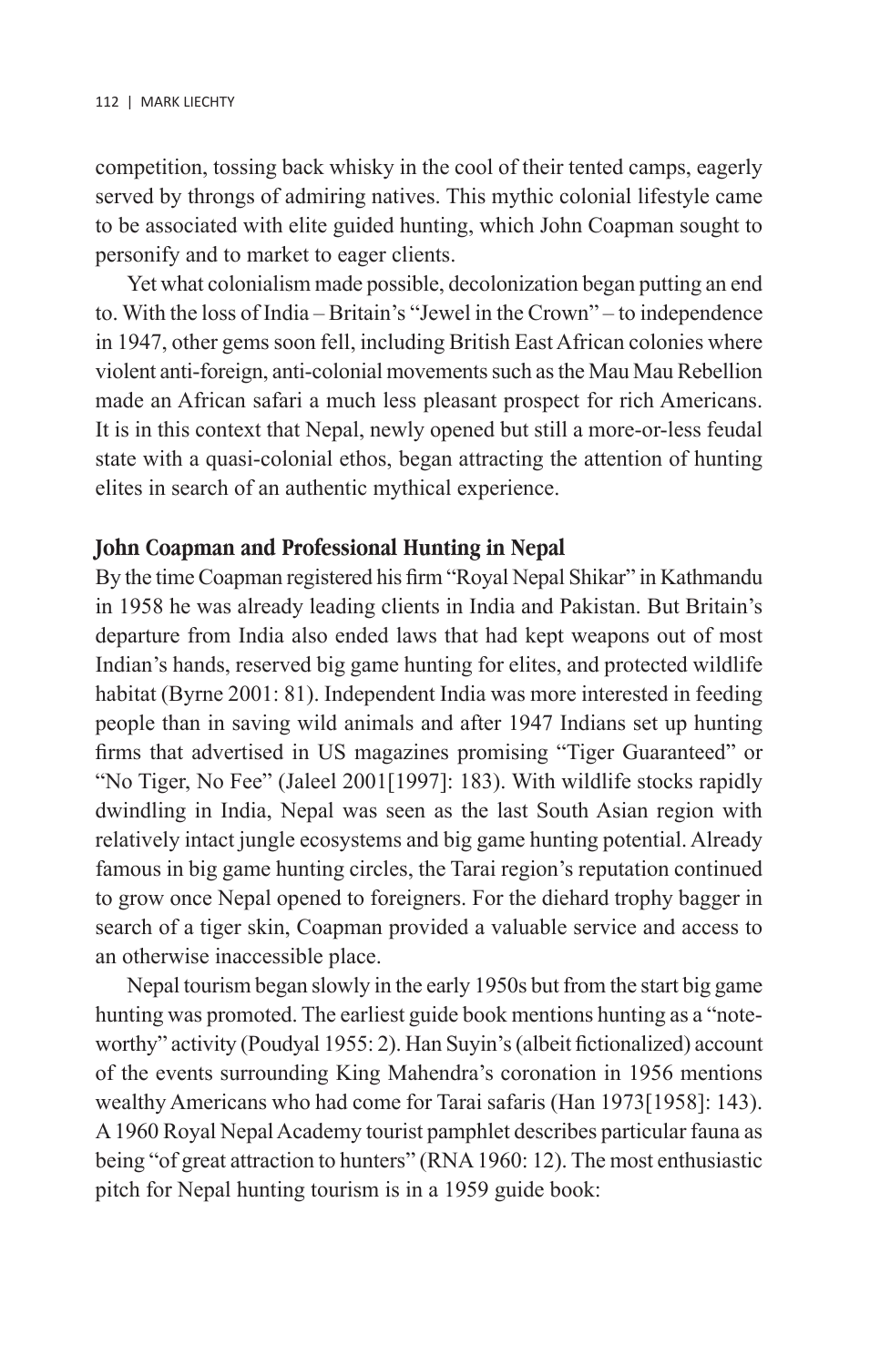competition, tossing back whisky in the cool of their tented camps, eagerly served by throngs of admiring natives. This mythic colonial lifestyle came to be associated with elite guided hunting, which John Coapman sought to personify and to market to eager clients.

Yet what colonialism made possible, decolonization began putting an end to. With the loss of India – Britain's "Jewel in the Crown" – to independence in 1947, other gems soon fell, including British East African colonies where violent anti-foreign, anti-colonial movements such as the Mau Mau Rebellion made an African safari a much less pleasant prospect for rich Americans. It is in this context that Nepal, newly opened but still a more-or-less feudal state with a quasi-colonial ethos, began attracting the attention of hunting elites in search of an authentic mythical experience.

## John Coapman and Professional Hunting in Nepal

By the time Coapman registered his firm "Royal Nepal Shikar" in Kathmandu in 1958 he was already leading clients in India and Pakistan. But Britain's departure from India also ended laws that had kept weapons out of most Indian's hands, reserved big game hunting for elites, and protected wildlife habitat (Byrne 2001: 81). Independent India was more interested in feeding people than in saving wild animals and after 1947 Indians set up hunting firms that advertised in US magazines promising "Tiger Guaranteed" or "No Tiger, No Fee" (Jaleel 2001[1997]: 183). With wildlife stocks rapidly dwindling in India, Nepal was seen as the last South Asian region with relatively intact jungle ecosystems and big game hunting potential. Already famous in big game hunting circles, the Tarai region's reputation continued to grow once Nepal opened to foreigners. For the diehard trophy bagger in search of a tiger skin, Coapman provided a valuable service and access to an otherwise inaccessible place.

Nepal tourism began slowly in the early 1950s but from the start big game hunting was promoted. The earliest guide book mentions hunting as a "noteworthy" activity (Poudyal 1955: 2). Han Suyin's (albeit fictionalized) account of the events surrounding King Mahendra's coronation in 1956 mentions wealthy Americans who had come for Tarai safaris (Han 1973[1958]: 143). A 1960 Royal Nepal Academy tourist pamphlet describes particular fauna as being "of great attraction to hunters" (RNA 1960: 12). The most enthusiastic pitch for Nepal hunting tourism is in a 1959 guide book: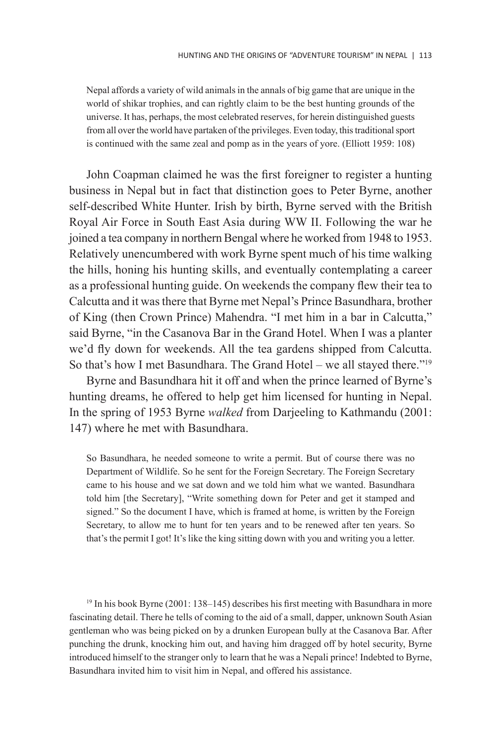> Nepal affords a variety of wild animals in the annals of big game that are unique in the world of shikar trophies, and can rightly claim to be the best hunting grounds of the universe. It has, perhaps, the most celebrated reserves, for herein distinguished guests from all over the world have partaken of the privileges. Even today, this traditional sport is continued with the same zeal and pomp as in the years of yore. (Elliott 1959: 108)

John Coapman claimed he was the first foreigner to register a hunting business in Nepal but in fact that distinction goes to Peter Byrne, another self-described White Hunter. Irish by birth, Byrne served with the British Royal Air Force in South East Asia during WW II. Following the war he joined a tea company in northern Bengal where he worked from 1948 to 1953. Relatively unencumbered with work Byrne spent much of his time walking the hills, honing his hunting skills, and eventually contemplating a career as a professional hunting guide. On weekends the company flew their tea to Calcutta and it was there that Byrne met Nepal's Prince Basundhara, brother of King (then Crown Prince) Mahendra. "I met him in a bar in Calcutta," said Byrne, "in the Casanova Bar in the Grand Hotel. When I was a planter we'd fly down for weekends. All the tea gardens shipped from Calcutta. So that's how I met Basundhara. The Grand Hotel – we all stayed there."[19]

Byrne and Basundhara hit it off and when the prince learned of Byrne's hunting dreams, he offered to help get him licensed for hunting in Nepal. In the spring of 1953 Byrne *walked* from Darjeeling to Kathmandu (2001: 147) where he met with Basundhara.

> So Basundhara, he needed someone to write a permit. But of course there was no Department of Wildlife. So he sent for the Foreign Secretary. The Foreign Secretary came to his house and we sat down and we told him what we wanted. Basundhara told him [the Secretary], "Write something down for Peter and get it stamped and signed." So the document I have, which is framed at home, is written by the Foreign Secretary, to allow me to hunt for ten years and to be renewed after ten years. So that's the permit I got! It's like the king sitting down with you and writing you a letter.

[19] In his book Byrne (2001: 138–145) describes his first meeting with Basundhara in more fascinating detail. There he tells of coming to the aid of a small, dapper, unknown South Asian gentleman who was being picked on by a drunken European bully at the Casanova Bar. After punching the drunk, knocking him out, and having him dragged off by hotel security, Byrne introduced himself to the stranger only to learn that he was a Nepali prince! Indebted to Byrne, Basundhara invited him to visit him in Nepal, and offered his assistance.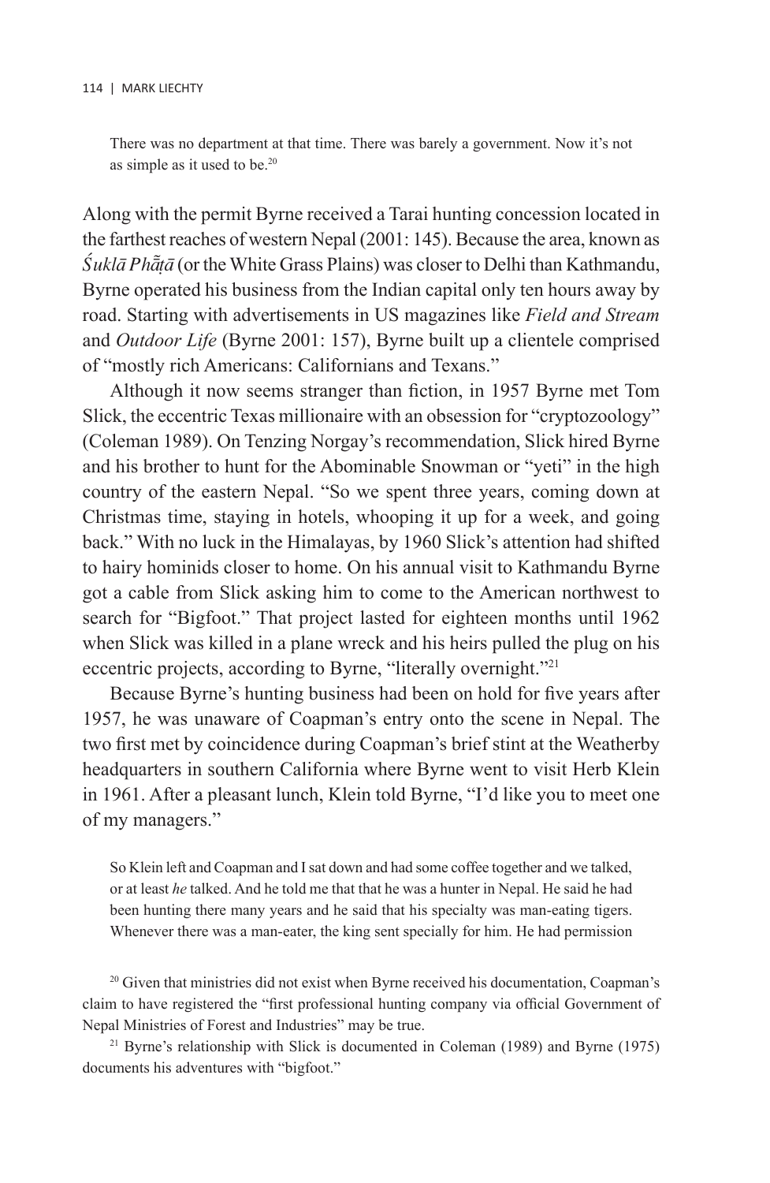> There was no department at that time. There was barely a government. Now it's not as simple as it used to be.[20]

Along with the permit Byrne received a Tarai hunting concession located in the farthest reaches of western Nepal (2001: 145). Because the area, known as *Śuklā Phā̃ṭā* (or the White Grass Plains) was closer to Delhi than Kathmandu, Byrne operated his business from the Indian capital only ten hours away by road. Starting with advertisements in US magazines like *Field and Stream* and *Outdoor Life* (Byrne 2001: 157), Byrne built up a clientele comprised of "mostly rich Americans: Californians and Texans."

Although it now seems stranger than fiction, in 1957 Byrne met Tom Slick, the eccentric Texas millionaire with an obsession for "cryptozoology" (Coleman 1989). On Tenzing Norgay's recommendation, Slick hired Byrne and his brother to hunt for the Abominable Snowman or "yeti" in the high country of the eastern Nepal. "So we spent three years, coming down at Christmas time, staying in hotels, whooping it up for a week, and going back." With no luck in the Himalayas, by 1960 Slick's attention had shifted to hairy hominids closer to home. On his annual visit to Kathmandu Byrne got a cable from Slick asking him to come to the American northwest to search for "Bigfoot." That project lasted for eighteen months until 1962 when Slick was killed in a plane wreck and his heirs pulled the plug on his eccentric projects, according to Byrne, "literally overnight."[21]

Because Byrne's hunting business had been on hold for five years after 1957, he was unaware of Coapman's entry onto the scene in Nepal. The two first met by coincidence during Coapman's brief stint at the Weatherby headquarters in southern California where Byrne went to visit Herb Klein in 1961. After a pleasant lunch, Klein told Byrne, "I'd like you to meet one of my managers."

> So Klein left and Coapman and I sat down and had some coffee together and we talked, or at least *he* talked. And he told me that that he was a hunter in Nepal. He said he had been hunting there many years and he said that his specialty was man-eating tigers. Whenever there was a man-eater, the king sent specially for him. He had permission

[20] Given that ministries did not exist when Byrne received his documentation, Coapman's claim to have registered the "first professional hunting company via official Government of Nepal Ministries of Forest and Industries" may be true.

[21] Byrne's relationship with Slick is documented in Coleman (1989) and Byrne (1975) documents his adventures with "bigfoot."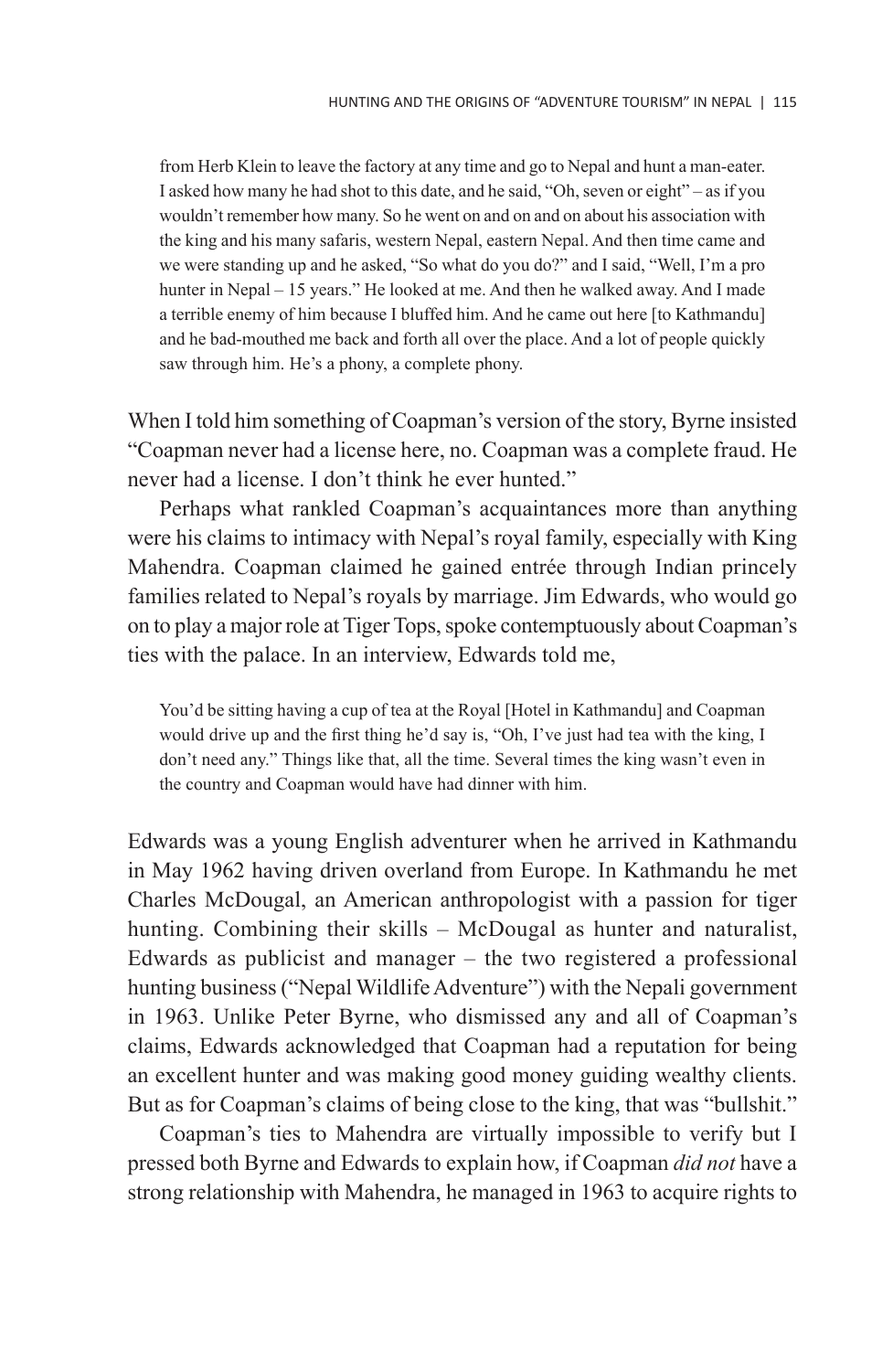> from Herb Klein to leave the factory at any time and go to Nepal and hunt a man-eater. I asked how many he had shot to this date, and he said, "Oh, seven or eight" – as if you wouldn't remember how many. So he went on and on and on about his association with the king and his many safaris, western Nepal, eastern Nepal. And then time came and we were standing up and he asked, "So what do you do?" and I said, "Well, I'm a pro hunter in Nepal – 15 years." He looked at me. And then he walked away. And I made a terrible enemy of him because I bluffed him. And he came out here [to Kathmandu] and he bad-mouthed me back and forth all over the place. And a lot of people quickly saw through him. He's a phony, a complete phony.

When I told him something of Coapman's version of the story, Byrne insisted "Coapman never had a license here, no. Coapman was a complete fraud. He never had a license. I don't think he ever hunted."

Perhaps what rankled Coapman's acquaintances more than anything were his claims to intimacy with Nepal's royal family, especially with King Mahendra. Coapman claimed he gained entrée through Indian princely families related to Nepal's royals by marriage. Jim Edwards, who would go on to play a major role at Tiger Tops, spoke contemptuously about Coapman's ties with the palace. In an interview, Edwards told me,

> You'd be sitting having a cup of tea at the Royal [Hotel in Kathmandu] and Coapman would drive up and the first thing he'd say is, "Oh, I've just had tea with the king, I don't need any." Things like that, all the time. Several times the king wasn't even in the country and Coapman would have had dinner with him.

Edwards was a young English adventurer when he arrived in Kathmandu in May 1962 having driven overland from Europe. In Kathmandu he met Charles McDougal, an American anthropologist with a passion for tiger hunting. Combining their skills – McDougal as hunter and naturalist, Edwards as publicist and manager – the two registered a professional hunting business ("Nepal Wildlife Adventure") with the Nepali government in 1963. Unlike Peter Byrne, who dismissed any and all of Coapman's claims, Edwards acknowledged that Coapman had a reputation for being an excellent hunter and was making good money guiding wealthy clients. But as for Coapman's claims of being close to the king, that was "bullshit."

Coapman's ties to Mahendra are virtually impossible to verify but I pressed both Byrne and Edwards to explain how, if Coapman *did not* have a strong relationship with Mahendra, he managed in 1963 to acquire rights to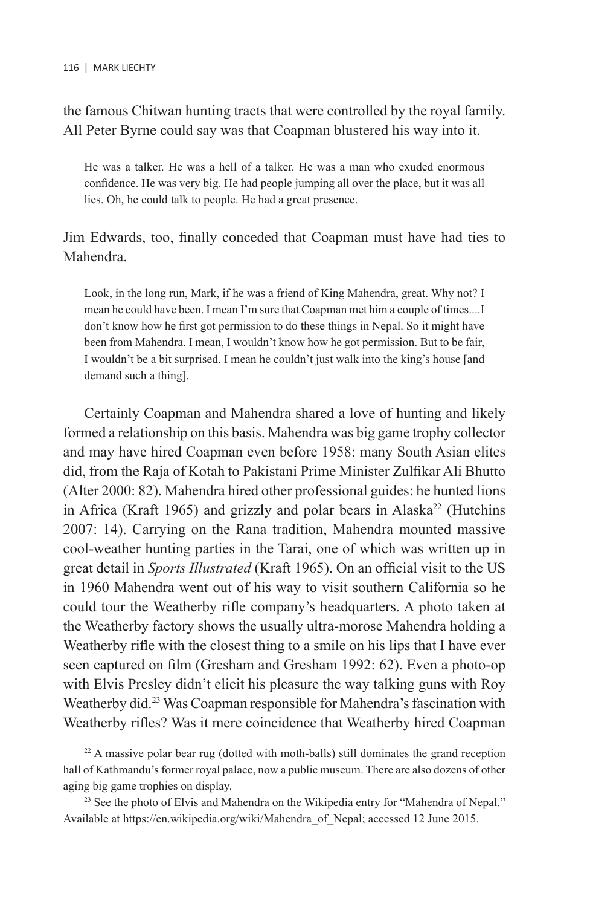the famous Chitwan hunting tracts that were controlled by the royal family. All Peter Byrne could say was that Coapman blustered his way into it.

> He was a talker. He was a hell of a talker. He was a man who exuded enormous confidence. He was very big. He had people jumping all over the place, but it was all lies. Oh, he could talk to people. He had a great presence.

Jim Edwards, too, finally conceded that Coapman must have had ties to Mahendra.

> Look, in the long run, Mark, if he was a friend of King Mahendra, great. Why not? I mean he could have been. I mean I'm sure that Coapman met him a couple of times....I don't know how he first got permission to do these things in Nepal. So it might have been from Mahendra. I mean, I wouldn't know how he got permission. But to be fair, I wouldn't be a bit surprised. I mean he couldn't just walk into the king's house [and demand such a thing].

Certainly Coapman and Mahendra shared a love of hunting and likely formed a relationship on this basis. Mahendra was big game trophy collector and may have hired Coapman even before 1958: many South Asian elites did, from the Raja of Kotah to Pakistani Prime Minister Zulfikar Ali Bhutto (Alter 2000: 82). Mahendra hired other professional guides: he hunted lions in Africa (Kraft 1965) and grizzly and polar bears in Alaska[22] (Hutchins 2007: 14). Carrying on the Rana tradition, Mahendra mounted massive cool-weather hunting parties in the Tarai, one of which was written up in great detail in *Sports Illustrated* (Kraft 1965). On an official visit to the US in 1960 Mahendra went out of his way to visit southern California so he could tour the Weatherby rifle company's headquarters. A photo taken at the Weatherby factory shows the usually ultra-morose Mahendra holding a Weatherby rifle with the closest thing to a smile on his lips that I have ever seen captured on film (Gresham and Gresham 1992: 62). Even a photo-op with Elvis Presley didn't elicit his pleasure the way talking guns with Roy Weatherby did.[23] Was Coapman responsible for Mahendra's fascination with Weatherby rifles? Was it mere coincidence that Weatherby hired Coapman

[22] A massive polar bear rug (dotted with moth-balls) still dominates the grand reception hall of Kathmandu's former royal palace, now a public museum. There are also dozens of other aging big game trophies on display.

[23] See the photo of Elvis and Mahendra on the Wikipedia entry for "Mahendra of Nepal." Available at https://en.wikipedia.org/wiki/Mahendra_of_Nepal; accessed 12 June 2015.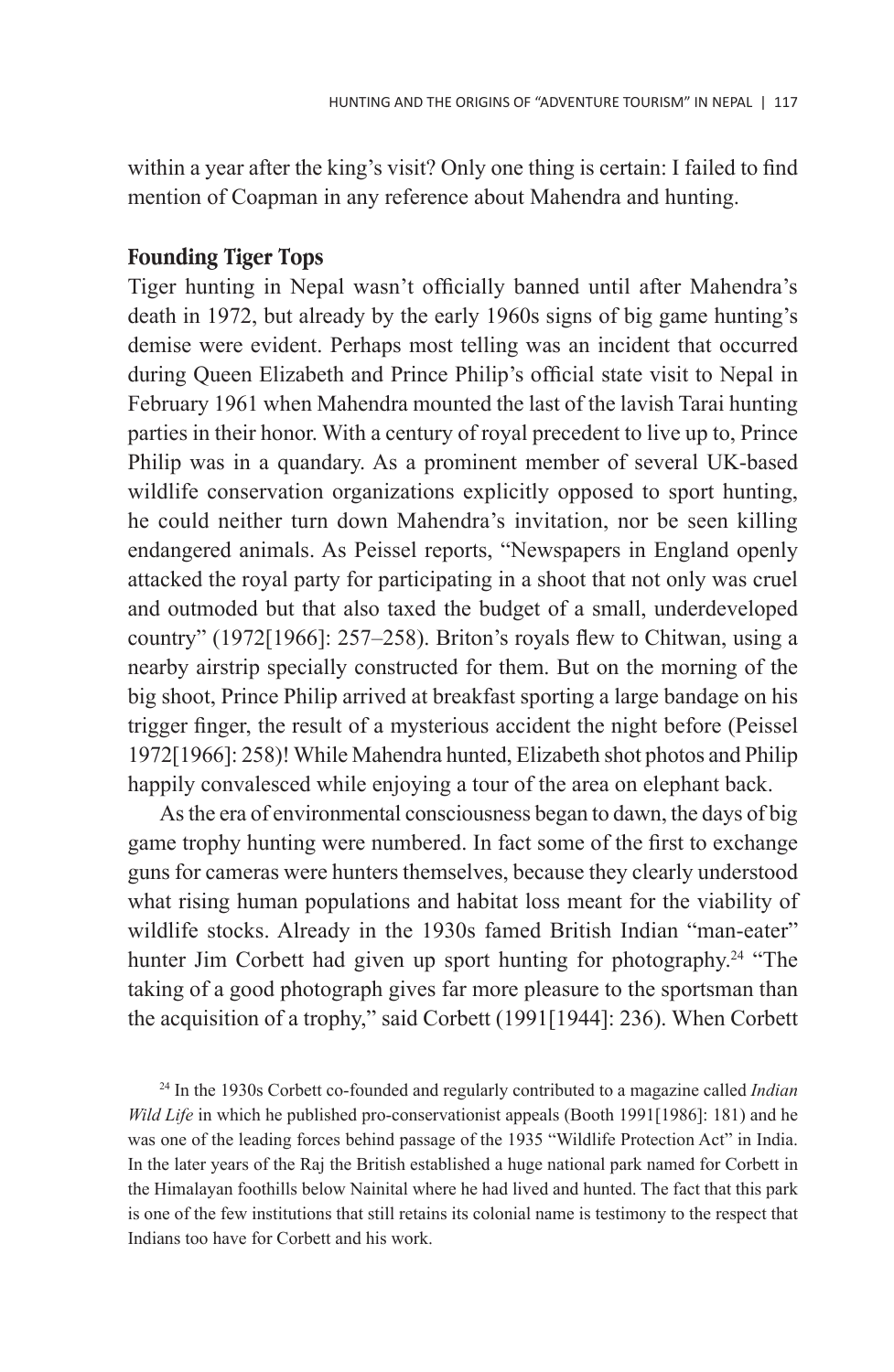within a year after the king's visit? Only one thing is certain: I failed to find mention of Coapman in any reference about Mahendra and hunting.

## Founding Tiger Tops

Tiger hunting in Nepal wasn't officially banned until after Mahendra's death in 1972, but already by the early 1960s signs of big game hunting's demise were evident. Perhaps most telling was an incident that occurred during Queen Elizabeth and Prince Philip's official state visit to Nepal in February 1961 when Mahendra mounted the last of the lavish Tarai hunting parties in their honor. With a century of royal precedent to live up to, Prince Philip was in a quandary. As a prominent member of several UK-based wildlife conservation organizations explicitly opposed to sport hunting, he could neither turn down Mahendra's invitation, nor be seen killing endangered animals. As Peissel reports, "Newspapers in England openly attacked the royal party for participating in a shoot that not only was cruel and outmoded but that also taxed the budget of a small, underdeveloped country" (1972[1966]: 257–258). Briton's royals flew to Chitwan, using a nearby airstrip specially constructed for them. But on the morning of the big shoot, Prince Philip arrived at breakfast sporting a large bandage on his trigger finger, the result of a mysterious accident the night before (Peissel 1972[1966]: 258)! While Mahendra hunted, Elizabeth shot photos and Philip happily convalesced while enjoying a tour of the area on elephant back.

As the era of environmental consciousness began to dawn, the days of big game trophy hunting were numbered. In fact some of the first to exchange guns for cameras were hunters themselves, because they clearly understood what rising human populations and habitat loss meant for the viability of wildlife stocks. Already in the 1930s famed British Indian "man-eater" hunter Jim Corbett had given up sport hunting for photography.[24] "The taking of a good photograph gives far more pleasure to the sportsman than the acquisition of a trophy," said Corbett (1991[1944]: 236). When Corbett

[24] In the 1930s Corbett co-founded and regularly contributed to a magazine called *Indian Wild Life* in which he published pro-conservationist appeals (Booth 1991[1986]: 181) and he was one of the leading forces behind passage of the 1935 "Wildlife Protection Act" in India. In the later years of the Raj the British established a huge national park named for Corbett in the Himalayan foothills below Nainital where he had lived and hunted. The fact that this park is one of the few institutions that still retains its colonial name is testimony to the respect that Indians too have for Corbett and his work.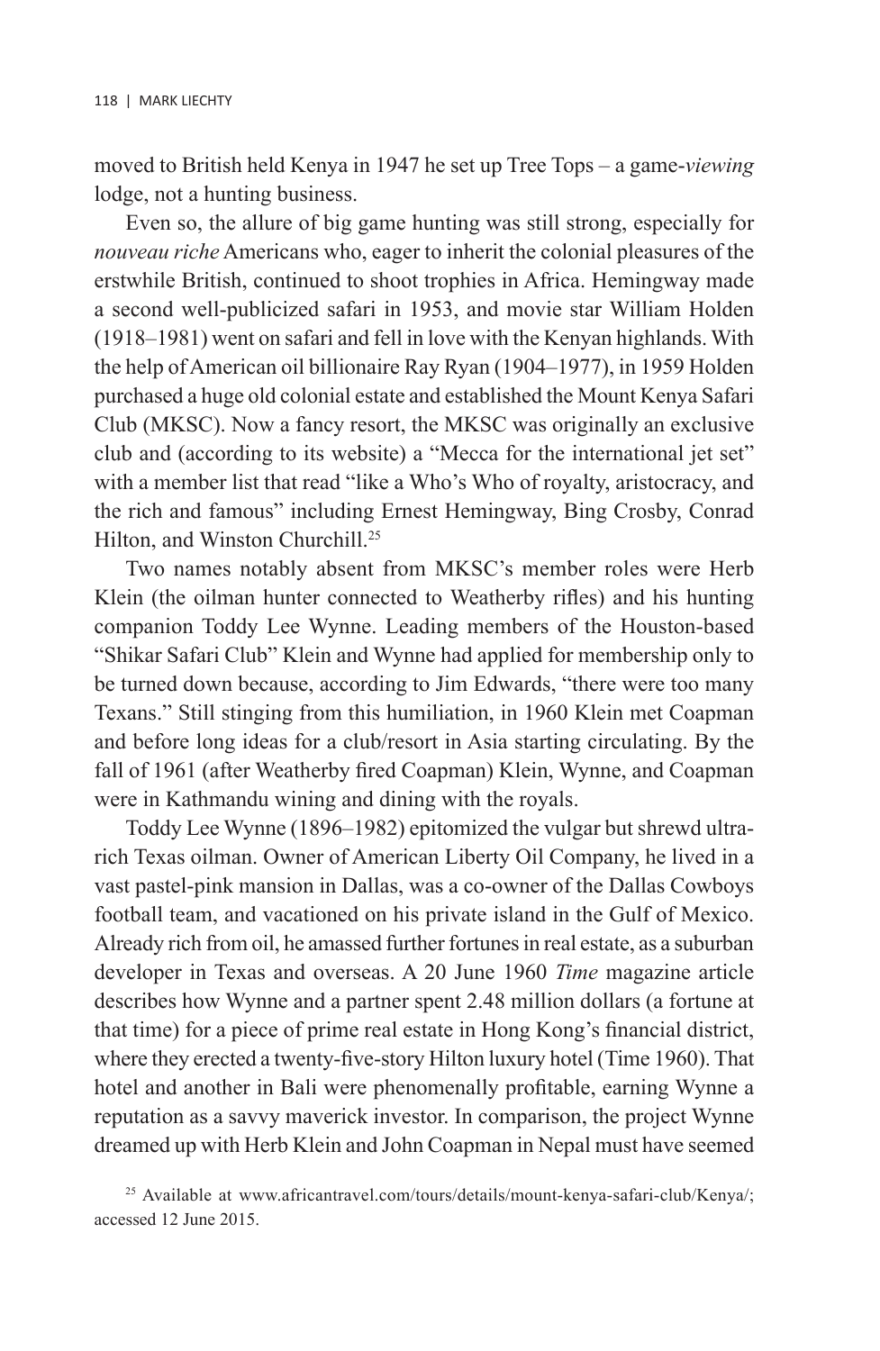moved to British held Kenya in 1947 he set up Tree Tops – a game-*viewing* lodge, not a hunting business.

Even so, the allure of big game hunting was still strong, especially for *nouveau riche* Americans who, eager to inherit the colonial pleasures of the erstwhile British, continued to shoot trophies in Africa. Hemingway made a second well-publicized safari in 1953, and movie star William Holden (1918–1981) went on safari and fell in love with the Kenyan highlands. With the help of American oil billionaire Ray Ryan (1904–1977), in 1959 Holden purchased a huge old colonial estate and established the Mount Kenya Safari Club (MKSC). Now a fancy resort, the MKSC was originally an exclusive club and (according to its website) a "Mecca for the international jet set" with a member list that read "like a Who's Who of royalty, aristocracy, and the rich and famous" including Ernest Hemingway, Bing Crosby, Conrad Hilton, and Winston Churchill.[25]

Two names notably absent from MKSC's member roles were Herb Klein (the oilman hunter connected to Weatherby rifles) and his hunting companion Toddy Lee Wynne. Leading members of the Houston-based "Shikar Safari Club" Klein and Wynne had applied for membership only to be turned down because, according to Jim Edwards, "there were too many Texans." Still stinging from this humiliation, in 1960 Klein met Coapman and before long ideas for a club/resort in Asia starting circulating. By the fall of 1961 (after Weatherby fired Coapman) Klein, Wynne, and Coapman were in Kathmandu wining and dining with the royals.

Toddy Lee Wynne (1896–1982) epitomized the vulgar but shrewd ultra-rich Texas oilman. Owner of American Liberty Oil Company, he lived in a vast pastel-pink mansion in Dallas, was a co-owner of the Dallas Cowboys football team, and vacationed on his private island in the Gulf of Mexico. Already rich from oil, he amassed further fortunes in real estate, as a suburban developer in Texas and overseas. A 20 June 1960 *Time* magazine article describes how Wynne and a partner spent 2.48 million dollars (a fortune at that time) for a piece of prime real estate in Hong Kong's financial district, where they erected a twenty-five-story Hilton luxury hotel (Time 1960). That hotel and another in Bali were phenomenally profitable, earning Wynne a reputation as a savvy maverick investor. In comparison, the project Wynne dreamed up with Herb Klein and John Coapman in Nepal must have seemed

[25] Available at www.africantravel.com/tours/details/mount-kenya-safari-club/Kenya/; accessed 12 June 2015.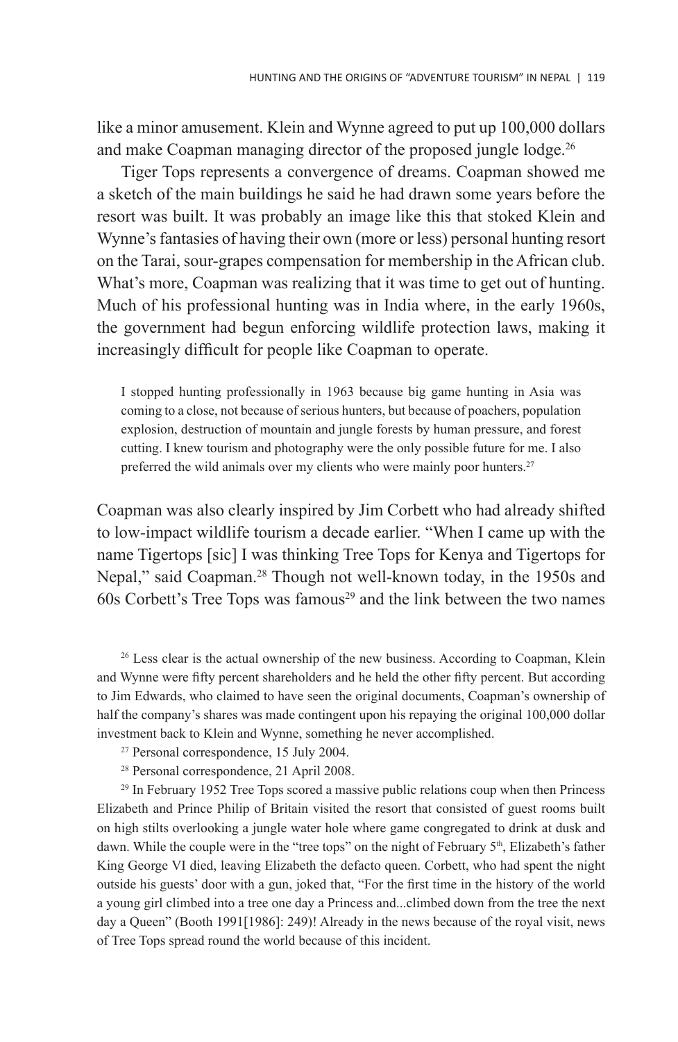like a minor amusement. Klein and Wynne agreed to put up 100,000 dollars and make Coapman managing director of the proposed jungle lodge.[26]

Tiger Tops represents a convergence of dreams. Coapman showed me a sketch of the main buildings he said he had drawn some years before the resort was built. It was probably an image like this that stoked Klein and Wynne's fantasies of having their own (more or less) personal hunting resort on the Tarai, sour-grapes compensation for membership in the African club. What's more, Coapman was realizing that it was time to get out of hunting. Much of his professional hunting was in India where, in the early 1960s, the government had begun enforcing wildlife protection laws, making it increasingly difficult for people like Coapman to operate.

> I stopped hunting professionally in 1963 because big game hunting in Asia was coming to a close, not because of serious hunters, but because of poachers, population explosion, destruction of mountain and jungle forests by human pressure, and forest cutting. I knew tourism and photography were the only possible future for me. I also preferred the wild animals over my clients who were mainly poor hunters.[27]

Coapman was also clearly inspired by Jim Corbett who had already shifted to low-impact wildlife tourism a decade earlier. "When I came up with the name Tigertops [sic] I was thinking Tree Tops for Kenya and Tigertops for Nepal," said Coapman.[28] Though not well-known today, in the 1950s and 60s Corbett's Tree Tops was famous[29] and the link between the two names

[26] Less clear is the actual ownership of the new business. According to Coapman, Klein and Wynne were fifty percent shareholders and he held the other fifty percent. But according to Jim Edwards, who claimed to have seen the original documents, Coapman's ownership of half the company's shares was made contingent upon his repaying the original 100,000 dollar investment back to Klein and Wynne, something he never accomplished.

[27] Personal correspondence, 15 July 2004.

[28] Personal correspondence, 21 April 2008.

[29] In February 1952 Tree Tops scored a massive public relations coup when then Princess Elizabeth and Prince Philip of Britain visited the resort that consisted of guest rooms built on high stilts overlooking a jungle water hole where game congregated to drink at dusk and dawn. While the couple were in the "tree tops" on the night of February 5th, Elizabeth's father King George VI died, leaving Elizabeth the defacto queen. Corbett, who had spent the night outside his guests' door with a gun, joked that, "For the first time in the history of the world a young girl climbed into a tree one day a Princess and...climbed down from the tree the next day a Queen" (Booth 1991[1986]: 249)! Already in the news because of the royal visit, news of Tree Tops spread round the world because of this incident.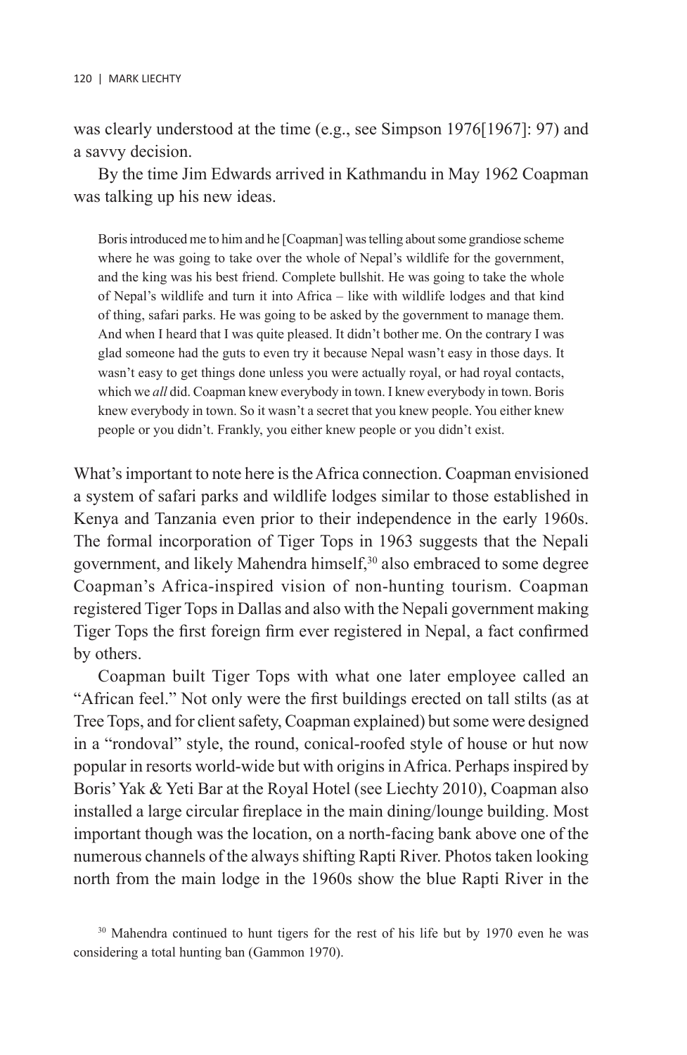was clearly understood at the time (e.g., see Simpson 1976[1967]: 97) and a savvy decision.

By the time Jim Edwards arrived in Kathmandu in May 1962 Coapman was talking up his new ideas.

> Boris introduced me to him and he [Coapman] was telling about some grandiose scheme where he was going to take over the whole of Nepal's wildlife for the government, and the king was his best friend. Complete bullshit. He was going to take the whole of Nepal's wildlife and turn it into Africa – like with wildlife lodges and that kind of thing, safari parks. He was going to be asked by the government to manage them. And when I heard that I was quite pleased. It didn't bother me. On the contrary I was glad someone had the guts to even try it because Nepal wasn't easy in those days. It wasn't easy to get things done unless you were actually royal, or had royal contacts, which we *all* did. Coapman knew everybody in town. I knew everybody in town. Boris knew everybody in town. So it wasn't a secret that you knew people. You either knew people or you didn't. Frankly, you either knew people or you didn't exist.

What's important to note here is the Africa connection. Coapman envisioned a system of safari parks and wildlife lodges similar to those established in Kenya and Tanzania even prior to their independence in the early 1960s. The formal incorporation of Tiger Tops in 1963 suggests that the Nepali government, and likely Mahendra himself,[30] also embraced to some degree Coapman's Africa-inspired vision of non-hunting tourism. Coapman registered Tiger Tops in Dallas and also with the Nepali government making Tiger Tops the first foreign firm ever registered in Nepal, a fact confirmed by others.

Coapman built Tiger Tops with what one later employee called an "African feel." Not only were the first buildings erected on tall stilts (as at Tree Tops, and for client safety, Coapman explained) but some were designed in a "rondoval" style, the round, conical-roofed style of house or hut now popular in resorts world-wide but with origins in Africa. Perhaps inspired by Boris' Yak & Yeti Bar at the Royal Hotel (see Liechty 2010), Coapman also installed a large circular fireplace in the main dining/lounge building. Most important though was the location, on a north-facing bank above one of the numerous channels of the always shifting Rapti River. Photos taken looking north from the main lodge in the 1960s show the blue Rapti River in the

[30] Mahendra continued to hunt tigers for the rest of his life but by 1970 even he was considering a total hunting ban (Gammon 1970).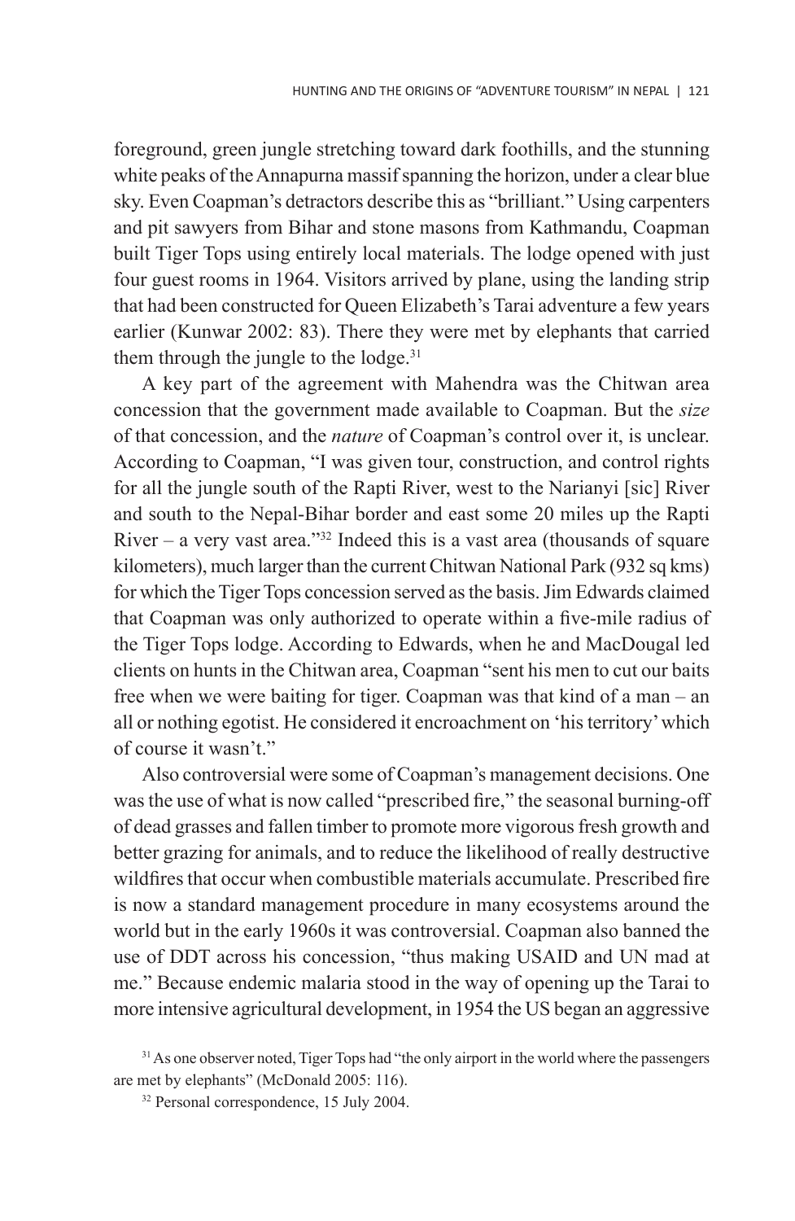foreground, green jungle stretching toward dark foothills, and the stunning white peaks of the Annapurna massif spanning the horizon, under a clear blue sky. Even Coapman's detractors describe this as "brilliant." Using carpenters and pit sawyers from Bihar and stone masons from Kathmandu, Coapman built Tiger Tops using entirely local materials. The lodge opened with just four guest rooms in 1964. Visitors arrived by plane, using the landing strip that had been constructed for Queen Elizabeth's Tarai adventure a few years earlier (Kunwar 2002: 83). There they were met by elephants that carried them through the jungle to the lodge.[31]

A key part of the agreement with Mahendra was the Chitwan area concession that the government made available to Coapman. But the *size* of that concession, and the *nature* of Coapman's control over it, is unclear. According to Coapman, "I was given tour, construction, and control rights for all the jungle south of the Rapti River, west to the Narianyi [sic] River and south to the Nepal-Bihar border and east some 20 miles up the Rapti River – a very vast area."[32] Indeed this is a vast area (thousands of square kilometers), much larger than the current Chitwan National Park (932 sq kms) for which the Tiger Tops concession served as the basis. Jim Edwards claimed that Coapman was only authorized to operate within a five-mile radius of the Tiger Tops lodge. According to Edwards, when he and MacDougal led clients on hunts in the Chitwan area, Coapman "sent his men to cut our baits free when we were baiting for tiger. Coapman was that kind of a man – an all or nothing egotist. He considered it encroachment on 'his territory' which of course it wasn't."

Also controversial were some of Coapman's management decisions. One was the use of what is now called "prescribed fire," the seasonal burning-off of dead grasses and fallen timber to promote more vigorous fresh growth and better grazing for animals, and to reduce the likelihood of really destructive wildfires that occur when combustible materials accumulate. Prescribed fire is now a standard management procedure in many ecosystems around the world but in the early 1960s it was controversial. Coapman also banned the use of DDT across his concession, "thus making USAID and UN mad at me." Because endemic malaria stood in the way of opening up the Tarai to more intensive agricultural development, in 1954 the US began an aggressive

[31] As one observer noted, Tiger Tops had "the only airport in the world where the passengers are met by elephants" (McDonald 2005: 116).

[32] Personal correspondence, 15 July 2004.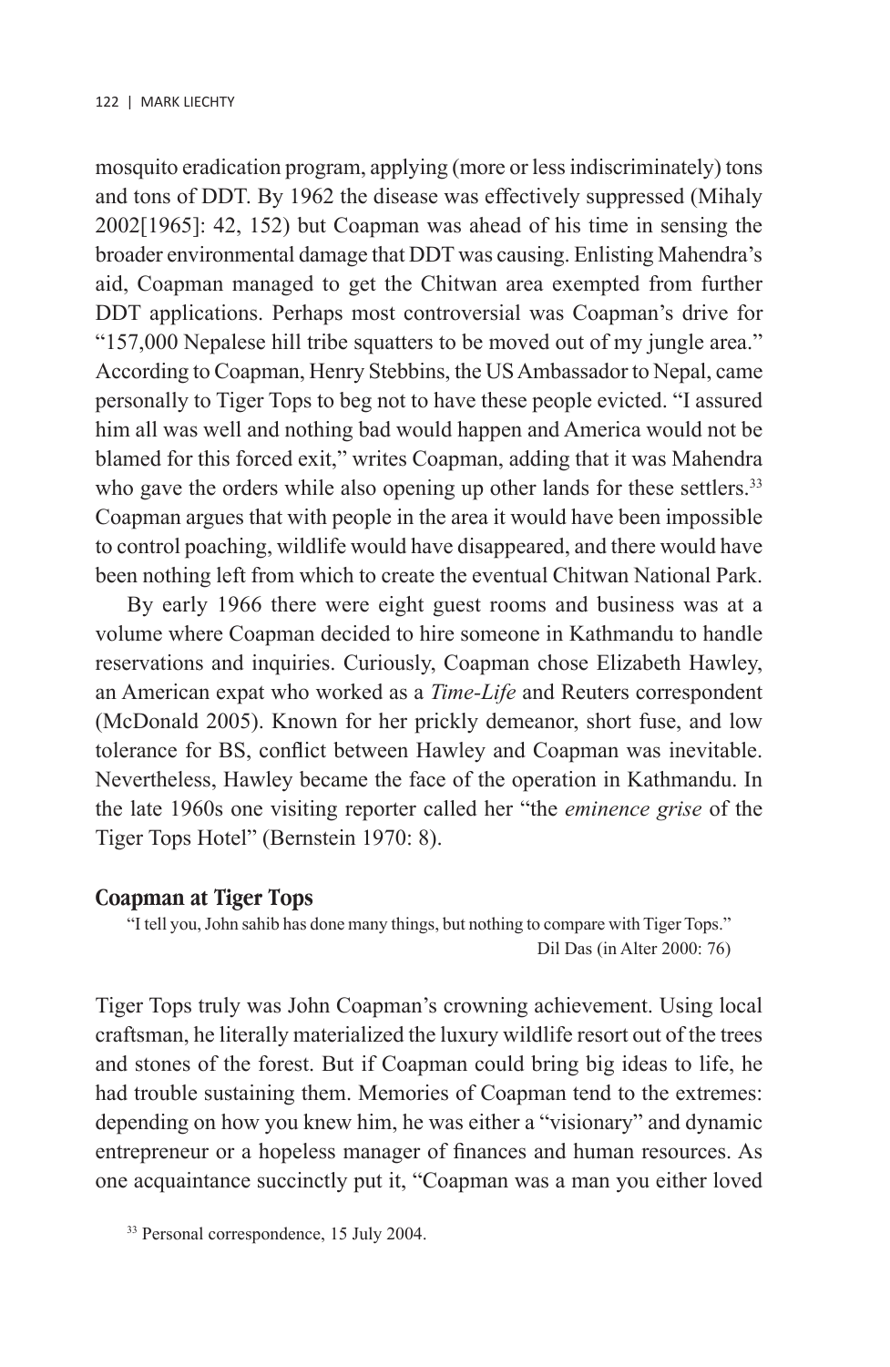mosquito eradication program, applying (more or less indiscriminately) tons and tons of DDT. By 1962 the disease was effectively suppressed (Mihaly 2002[1965]: 42, 152) but Coapman was ahead of his time in sensing the broader environmental damage that DDT was causing. Enlisting Mahendra's aid, Coapman managed to get the Chitwan area exempted from further DDT applications. Perhaps most controversial was Coapman's drive for "157,000 Nepalese hill tribe squatters to be moved out of my jungle area." According to Coapman, Henry Stebbins, the US Ambassador to Nepal, came personally to Tiger Tops to beg not to have these people evicted. "I assured him all was well and nothing bad would happen and America would not be blamed for this forced exit," writes Coapman, adding that it was Mahendra who gave the orders while also opening up other lands for these settlers.[33] Coapman argues that with people in the area it would have been impossible to control poaching, wildlife would have disappeared, and there would have been nothing left from which to create the eventual Chitwan National Park.

By early 1966 there were eight guest rooms and business was at a volume where Coapman decided to hire someone in Kathmandu to handle reservations and inquiries. Curiously, Coapman chose Elizabeth Hawley, an American expat who worked as a *Time-Life* and Reuters correspondent (McDonald 2005). Known for her prickly demeanor, short fuse, and low tolerance for BS, conflict between Hawley and Coapman was inevitable. Nevertheless, Hawley became the face of the operation in Kathmandu. In the late 1960s one visiting reporter called her "the *eminence grise* of the Tiger Tops Hotel" (Bernstein 1970: 8).

## Coapman at Tiger Tops

> "I tell you, John sahib has done many things, but nothing to compare with Tiger Tops."
>
> Dil Das (in Alter 2000: 76)

Tiger Tops truly was John Coapman's crowning achievement. Using local craftsman, he literally materialized the luxury wildlife resort out of the trees and stones of the forest. But if Coapman could bring big ideas to life, he had trouble sustaining them. Memories of Coapman tend to the extremes: depending on how you knew him, he was either a "visionary" and dynamic entrepreneur or a hopeless manager of finances and human resources. As one acquaintance succinctly put it, "Coapman was a man you either loved

[33] Personal correspondence, 15 July 2004.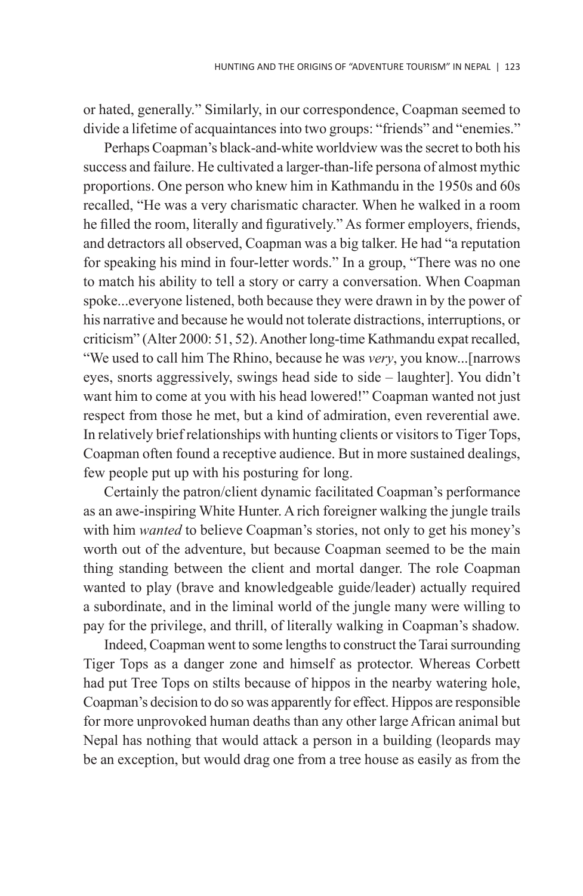or hated, generally." Similarly, in our correspondence, Coapman seemed to divide a lifetime of acquaintances into two groups: "friends" and "enemies."

Perhaps Coapman's black-and-white worldview was the secret to both his success and failure. He cultivated a larger-than-life persona of almost mythic proportions. One person who knew him in Kathmandu in the 1950s and 60s recalled, "He was a very charismatic character. When he walked in a room he filled the room, literally and figuratively." As former employers, friends, and detractors all observed, Coapman was a big talker. He had "a reputation for speaking his mind in four-letter words." In a group, "There was no one to match his ability to tell a story or carry a conversation. When Coapman spoke...everyone listened, both because they were drawn in by the power of his narrative and because he would not tolerate distractions, interruptions, or criticism" (Alter 2000: 51, 52). Another long-time Kathmandu expat recalled, "We used to call him The Rhino, because he was *very*, you know...[narrows eyes, snorts aggressively, swings head side to side – laughter]. You didn't want him to come at you with his head lowered!" Coapman wanted not just respect from those he met, but a kind of admiration, even reverential awe. In relatively brief relationships with hunting clients or visitors to Tiger Tops, Coapman often found a receptive audience. But in more sustained dealings, few people put up with his posturing for long.

Certainly the patron/client dynamic facilitated Coapman's performance as an awe-inspiring White Hunter. A rich foreigner walking the jungle trails with him *wanted* to believe Coapman's stories, not only to get his money's worth out of the adventure, but because Coapman seemed to be the main thing standing between the client and mortal danger. The role Coapman wanted to play (brave and knowledgeable guide/leader) actually required a subordinate, and in the liminal world of the jungle many were willing to pay for the privilege, and thrill, of literally walking in Coapman's shadow.

Indeed, Coapman went to some lengths to construct the Tarai surrounding Tiger Tops as a danger zone and himself as protector. Whereas Corbett had put Tree Tops on stilts because of hippos in the nearby watering hole, Coapman's decision to do so was apparently for effect. Hippos are responsible for more unprovoked human deaths than any other large African animal but Nepal has nothing that would attack a person in a building (leopards may be an exception, but would drag one from a tree house as easily as from the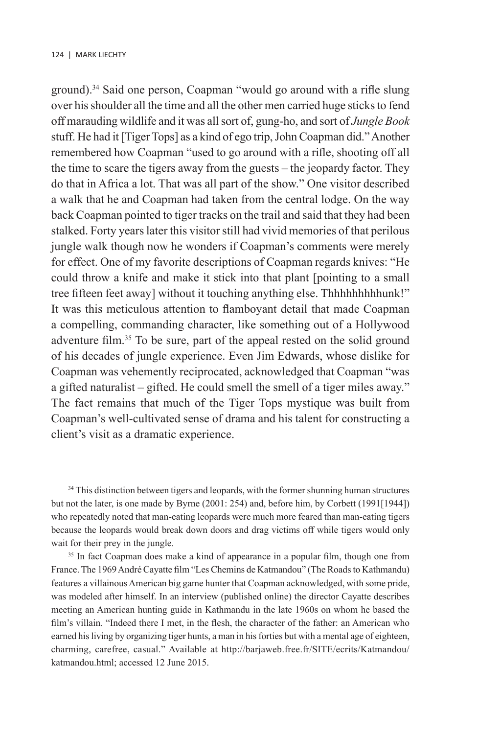ground).[34] Said one person, Coapman "would go around with a rifle slung over his shoulder all the time and all the other men carried huge sticks to fend off marauding wildlife and it was all sort of, gung-ho, and sort of *Jungle Book* stuff. He had it [Tiger Tops] as a kind of ego trip, John Coapman did." Another remembered how Coapman "used to go around with a rifle, shooting off all the time to scare the tigers away from the guests – the jeopardy factor. They do that in Africa a lot. That was all part of the show." One visitor described a walk that he and Coapman had taken from the central lodge. On the way back Coapman pointed to tiger tracks on the trail and said that they had been stalked. Forty years later this visitor still had vivid memories of that perilous jungle walk though now he wonders if Coapman's comments were merely for effect. One of my favorite descriptions of Coapman regards knives: "He could throw a knife and make it stick into that plant [pointing to a small tree fifteen feet away] without it touching anything else. Thhhhhhhhhunk!" It was this meticulous attention to flamboyant detail that made Coapman a compelling, commanding character, like something out of a Hollywood adventure film.[35] To be sure, part of the appeal rested on the solid ground of his decades of jungle experience. Even Jim Edwards, whose dislike for Coapman was vehemently reciprocated, acknowledged that Coapman "was a gifted naturalist – gifted. He could smell the smell of a tiger miles away." The fact remains that much of the Tiger Tops mystique was built from Coapman's well-cultivated sense of drama and his talent for constructing a client's visit as a dramatic experience.

[34] This distinction between tigers and leopards, with the former shunning human structures but not the later, is one made by Byrne (2001: 254) and, before him, by Corbett (1991[1944]) who repeatedly noted that man-eating leopards were much more feared than man-eating tigers because the leopards would break down doors and drag victims off while tigers would only wait for their prey in the jungle.

[35] In fact Coapman does make a kind of appearance in a popular film, though one from France. The 1969 André Cayatte film "Les Chemins de Katmandou" (The Roads to Kathmandu) features a villainous American big game hunter that Coapman acknowledged, with some pride, was modeled after himself. In an interview (published online) the director Cayatte describes meeting an American hunting guide in Kathmandu in the late 1960s on whom he based the film's villain. "Indeed there I met, in the flesh, the character of the father: an American who earned his living by organizing tiger hunts, a man in his forties but with a mental age of eighteen, charming, carefree, casual." Available at http://barjaweb.free.fr/SITE/ecrits/Katmandou/katmandou.html; accessed 12 June 2015.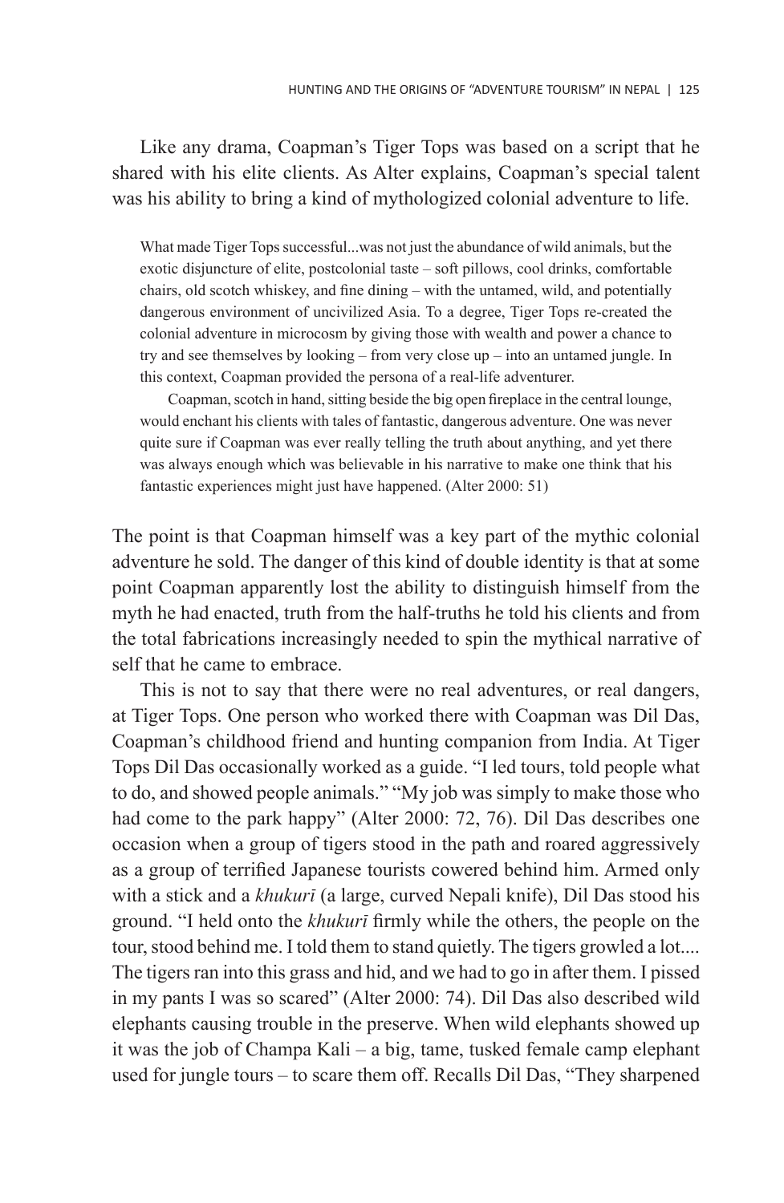Like any drama, Coapman's Tiger Tops was based on a script that he shared with his elite clients. As Alter explains, Coapman's special talent was his ability to bring a kind of mythologized colonial adventure to life.

> What made Tiger Tops successful...was not just the abundance of wild animals, but the exotic disjuncture of elite, postcolonial taste – soft pillows, cool drinks, comfortable chairs, old scotch whiskey, and fine dining – with the untamed, wild, and potentially dangerous environment of uncivilized Asia. To a degree, Tiger Tops re-created the colonial adventure in microcosm by giving those with wealth and power a chance to try and see themselves by looking – from very close up – into an untamed jungle. In this context, Coapman provided the persona of a real-life adventurer.
>
> Coapman, scotch in hand, sitting beside the big open fireplace in the central lounge, would enchant his clients with tales of fantastic, dangerous adventure. One was never quite sure if Coapman was ever really telling the truth about anything, and yet there was always enough which was believable in his narrative to make one think that his fantastic experiences might just have happened. (Alter 2000: 51)

The point is that Coapman himself was a key part of the mythic colonial adventure he sold. The danger of this kind of double identity is that at some point Coapman apparently lost the ability to distinguish himself from the myth he had enacted, truth from the half-truths he told his clients and from the total fabrications increasingly needed to spin the mythical narrative of self that he came to embrace.

This is not to say that there were no real adventures, or real dangers, at Tiger Tops. One person who worked there with Coapman was Dil Das, Coapman's childhood friend and hunting companion from India. At Tiger Tops Dil Das occasionally worked as a guide. "I led tours, told people what to do, and showed people animals." "My job was simply to make those who had come to the park happy" (Alter 2000: 72, 76). Dil Das describes one occasion when a group of tigers stood in the path and roared aggressively as a group of terrified Japanese tourists cowered behind him. Armed only with a stick and a *khukurī* (a large, curved Nepali knife), Dil Das stood his ground. "I held onto the *khukurī* firmly while the others, the people on the tour, stood behind me. I told them to stand quietly. The tigers growled a lot.... The tigers ran into this grass and hid, and we had to go in after them. I pissed in my pants I was so scared" (Alter 2000: 74). Dil Das also described wild elephants causing trouble in the preserve. When wild elephants showed up it was the job of Champa Kali – a big, tame, tusked female camp elephant used for jungle tours – to scare them off. Recalls Dil Das, "They sharpened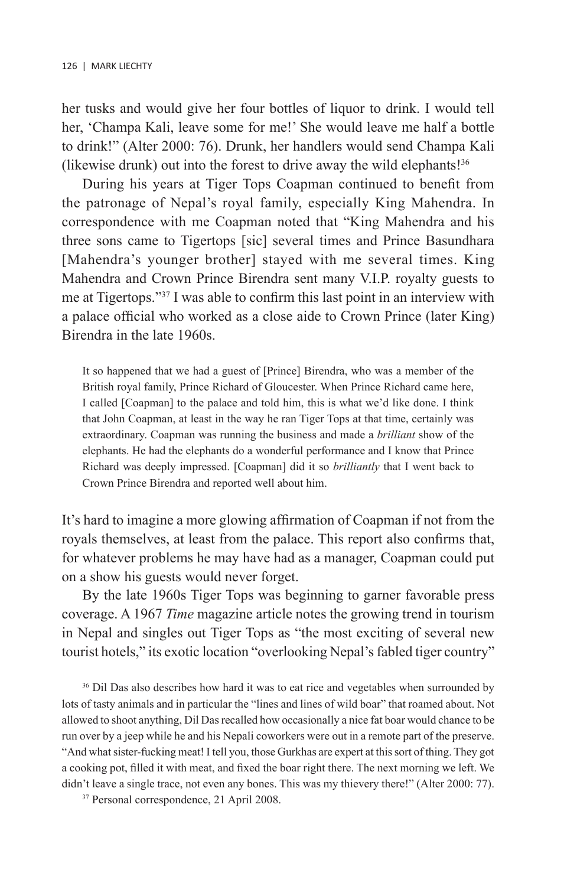her tusks and would give her four bottles of liquor to drink. I would tell her, 'Champa Kali, leave some for me!' She would leave me half a bottle to drink!" (Alter 2000: 76). Drunk, her handlers would send Champa Kali (likewise drunk) out into the forest to drive away the wild elephants![36]

During his years at Tiger Tops Coapman continued to benefit from the patronage of Nepal's royal family, especially King Mahendra. In correspondence with me Coapman noted that "King Mahendra and his three sons came to Tigertops [sic] several times and Prince Basundhara [Mahendra's younger brother] stayed with me several times. King Mahendra and Crown Prince Birendra sent many V.I.P. royalty guests to me at Tigertops."[37] I was able to confirm this last point in an interview with a palace official who worked as a close aide to Crown Prince (later King) Birendra in the late 1960s.

> It so happened that we had a guest of [Prince] Birendra, who was a member of the British royal family, Prince Richard of Gloucester. When Prince Richard came here, I called [Coapman] to the palace and told him, this is what we'd like done. I think that John Coapman, at least in the way he ran Tiger Tops at that time, certainly was extraordinary. Coapman was running the business and made a *brilliant* show of the elephants. He had the elephants do a wonderful performance and I know that Prince Richard was deeply impressed. [Coapman] did it so *brilliantly* that I went back to Crown Prince Birendra and reported well about him.

It's hard to imagine a more glowing affirmation of Coapman if not from the royals themselves, at least from the palace. This report also confirms that, for whatever problems he may have had as a manager, Coapman could put on a show his guests would never forget.

By the late 1960s Tiger Tops was beginning to garner favorable press coverage. A 1967 *Time* magazine article notes the growing trend in tourism in Nepal and singles out Tiger Tops as "the most exciting of several new tourist hotels," its exotic location "overlooking Nepal's fabled tiger country"

[36] Dil Das also describes how hard it was to eat rice and vegetables when surrounded by lots of tasty animals and in particular the "lines and lines of wild boar" that roamed about. Not allowed to shoot anything, Dil Das recalled how occasionally a nice fat boar would chance to be run over by a jeep while he and his Nepali coworkers were out in a remote part of the preserve. "And what sister-fucking meat! I tell you, those Gurkhas are expert at this sort of thing. They got a cooking pot, filled it with meat, and fixed the boar right there. The next morning we left. We didn't leave a single trace, not even any bones. This was my thievery there!" (Alter 2000: 77).

[37] Personal correspondence, 21 April 2008.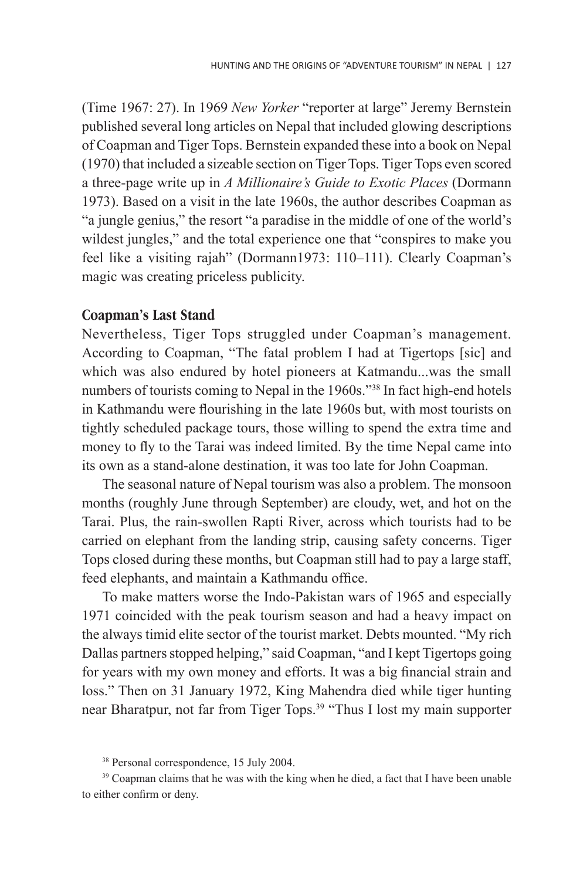(Time 1967: 27). In 1969 *New Yorker* "reporter at large" Jeremy Bernstein published several long articles on Nepal that included glowing descriptions of Coapman and Tiger Tops. Bernstein expanded these into a book on Nepal (1970) that included a sizeable section on Tiger Tops. Tiger Tops even scored a three-page write up in *A Millionaire's Guide to Exotic Places* (Dormann 1973). Based on a visit in the late 1960s, the author describes Coapman as "a jungle genius," the resort "a paradise in the middle of one of the world's wildest jungles," and the total experience one that "conspires to make you feel like a visiting rajah" (Dormann1973: 110–111). Clearly Coapman's magic was creating priceless publicity.

## Coapman's Last Stand

Nevertheless, Tiger Tops struggled under Coapman's management. According to Coapman, "The fatal problem I had at Tigertops [sic] and which was also endured by hotel pioneers at Katmandu...was the small numbers of tourists coming to Nepal in the 1960s."[38] In fact high-end hotels in Kathmandu were flourishing in the late 1960s but, with most tourists on tightly scheduled package tours, those willing to spend the extra time and money to fly to the Tarai was indeed limited. By the time Nepal came into its own as a stand-alone destination, it was too late for John Coapman.

The seasonal nature of Nepal tourism was also a problem. The monsoon months (roughly June through September) are cloudy, wet, and hot on the Tarai. Plus, the rain-swollen Rapti River, across which tourists had to be carried on elephant from the landing strip, causing safety concerns. Tiger Tops closed during these months, but Coapman still had to pay a large staff, feed elephants, and maintain a Kathmandu office.

To make matters worse the Indo-Pakistan wars of 1965 and especially 1971 coincided with the peak tourism season and had a heavy impact on the always timid elite sector of the tourist market. Debts mounted. "My rich Dallas partners stopped helping," said Coapman, "and I kept Tigertops going for years with my own money and efforts. It was a big financial strain and loss." Then on 31 January 1972, King Mahendra died while tiger hunting near Bharatpur, not far from Tiger Tops.[39] "Thus I lost my main supporter

[38] Personal correspondence, 15 July 2004.

[39] Coapman claims that he was with the king when he died, a fact that I have been unable to either confirm or deny.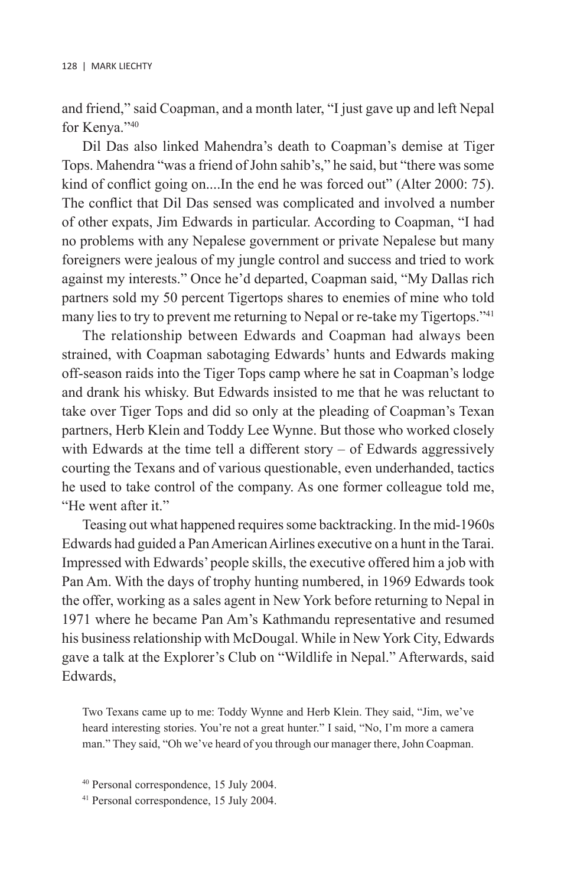and friend," said Coapman, and a month later, "I just gave up and left Nepal for Kenya."[40]

Dil Das also linked Mahendra's death to Coapman's demise at Tiger Tops. Mahendra "was a friend of John sahib's," he said, but "there was some kind of conflict going on....In the end he was forced out" (Alter 2000: 75). The conflict that Dil Das sensed was complicated and involved a number of other expats, Jim Edwards in particular. According to Coapman, "I had no problems with any Nepalese government or private Nepalese but many foreigners were jealous of my jungle control and success and tried to work against my interests." Once he'd departed, Coapman said, "My Dallas rich partners sold my 50 percent Tigertops shares to enemies of mine who told many lies to try to prevent me returning to Nepal or re-take my Tigertops."[41]

The relationship between Edwards and Coapman had always been strained, with Coapman sabotaging Edwards' hunts and Edwards making off-season raids into the Tiger Tops camp where he sat in Coapman's lodge and drank his whisky. But Edwards insisted to me that he was reluctant to take over Tiger Tops and did so only at the pleading of Coapman's Texan partners, Herb Klein and Toddy Lee Wynne. But those who worked closely with Edwards at the time tell a different story – of Edwards aggressively courting the Texans and of various questionable, even underhanded, tactics he used to take control of the company. As one former colleague told me, "He went after it."

Teasing out what happened requires some backtracking. In the mid-1960s Edwards had guided a Pan American Airlines executive on a hunt in the Tarai. Impressed with Edwards' people skills, the executive offered him a job with Pan Am. With the days of trophy hunting numbered, in 1969 Edwards took the offer, working as a sales agent in New York before returning to Nepal in 1971 where he became Pan Am's Kathmandu representative and resumed his business relationship with McDougal. While in New York City, Edwards gave a talk at the Explorer's Club on "Wildlife in Nepal." Afterwards, said Edwards,

> Two Texans came up to me: Toddy Wynne and Herb Klein. They said, "Jim, we've heard interesting stories. You're not a great hunter." I said, "No, I'm more a camera man." They said, "Oh we've heard of you through our manager there, John Coapman.

[40] Personal correspondence, 15 July 2004.

[41] Personal correspondence, 15 July 2004.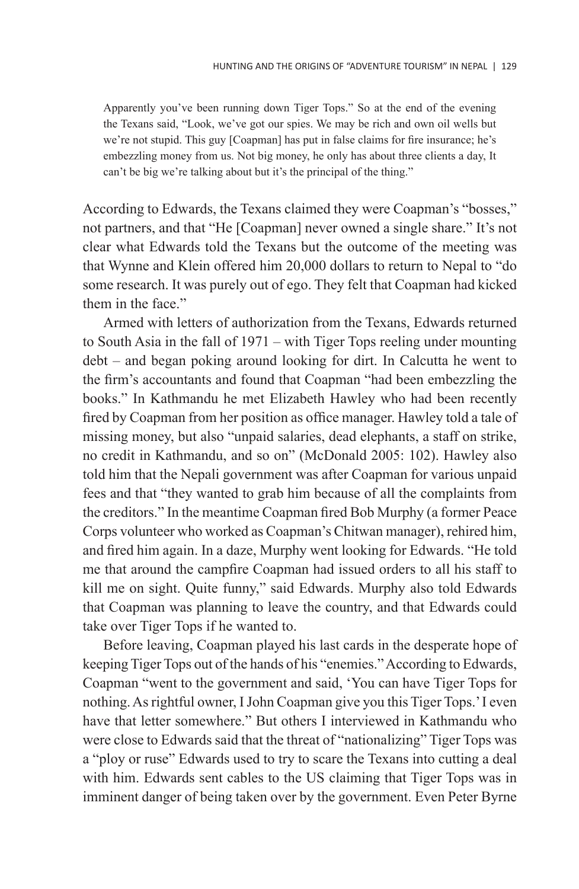> Apparently you've been running down Tiger Tops." So at the end of the evening the Texans said, "Look, we've got our spies. We may be rich and own oil wells but we're not stupid. This guy [Coapman] has put in false claims for fire insurance; he's embezzling money from us. Not big money, he only has about three clients a day, It can't be big we're talking about but it's the principal of the thing."

According to Edwards, the Texans claimed they were Coapman's "bosses," not partners, and that "He [Coapman] never owned a single share." It's not clear what Edwards told the Texans but the outcome of the meeting was that Wynne and Klein offered him 20,000 dollars to return to Nepal to "do some research. It was purely out of ego. They felt that Coapman had kicked them in the face."

Armed with letters of authorization from the Texans, Edwards returned to South Asia in the fall of 1971 – with Tiger Tops reeling under mounting debt – and began poking around looking for dirt. In Calcutta he went to the firm's accountants and found that Coapman "had been embezzling the books." In Kathmandu he met Elizabeth Hawley who had been recently fired by Coapman from her position as office manager. Hawley told a tale of missing money, but also "unpaid salaries, dead elephants, a staff on strike, no credit in Kathmandu, and so on" (McDonald 2005: 102). Hawley also told him that the Nepali government was after Coapman for various unpaid fees and that "they wanted to grab him because of all the complaints from the creditors." In the meantime Coapman fired Bob Murphy (a former Peace Corps volunteer who worked as Coapman's Chitwan manager), rehired him, and fired him again. In a daze, Murphy went looking for Edwards. "He told me that around the campfire Coapman had issued orders to all his staff to kill me on sight. Quite funny," said Edwards. Murphy also told Edwards that Coapman was planning to leave the country, and that Edwards could take over Tiger Tops if he wanted to.

Before leaving, Coapman played his last cards in the desperate hope of keeping Tiger Tops out of the hands of his "enemies." According to Edwards, Coapman "went to the government and said, 'You can have Tiger Tops for nothing. As rightful owner, I John Coapman give you this Tiger Tops.' I even have that letter somewhere." But others I interviewed in Kathmandu who were close to Edwards said that the threat of "nationalizing" Tiger Tops was a "ploy or ruse" Edwards used to try to scare the Texans into cutting a deal with him. Edwards sent cables to the US claiming that Tiger Tops was in imminent danger of being taken over by the government. Even Peter Byrne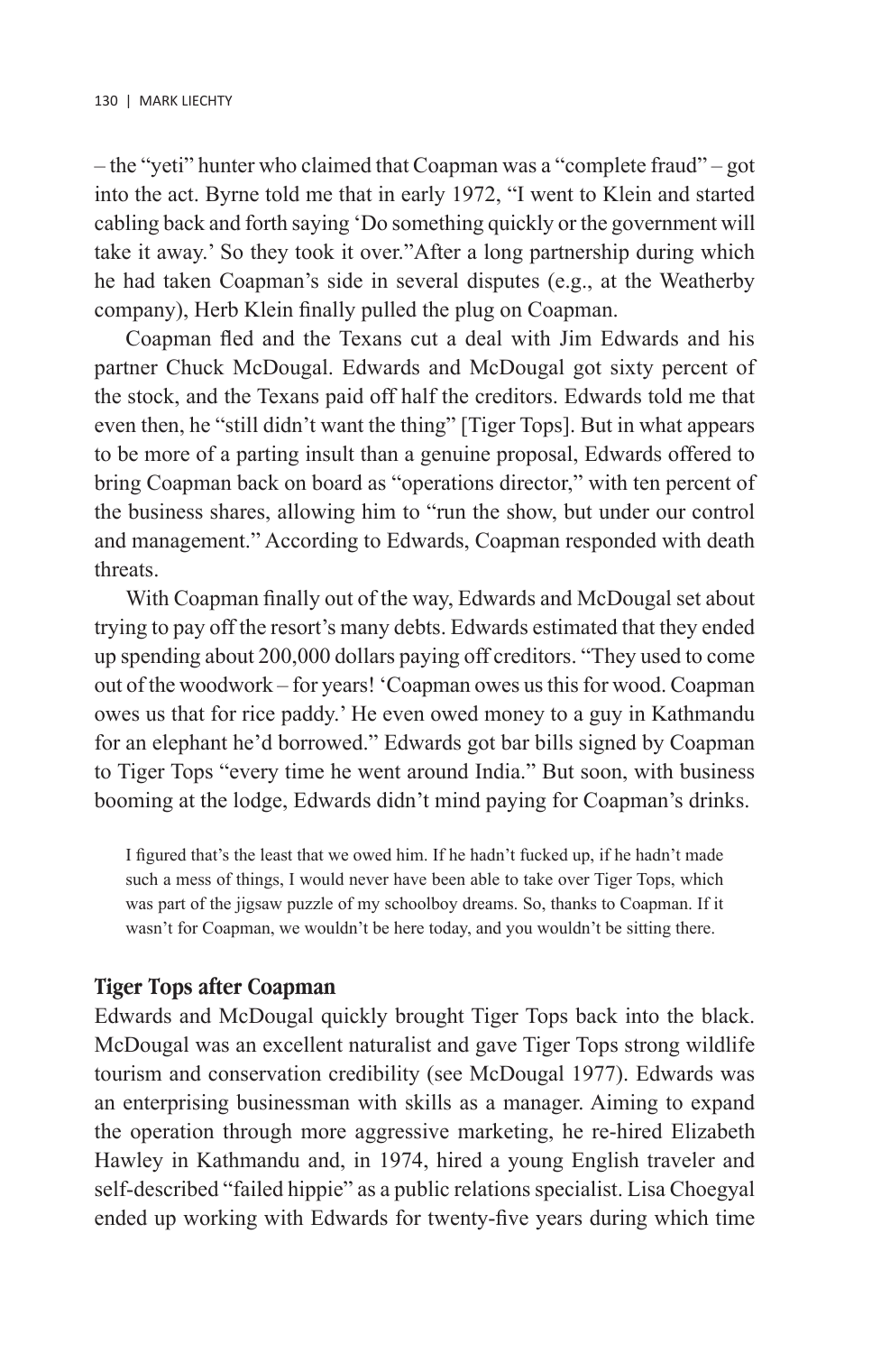– the "yeti" hunter who claimed that Coapman was a "complete fraud" – got into the act. Byrne told me that in early 1972, "I went to Klein and started cabling back and forth saying 'Do something quickly or the government will take it away.' So they took it over."After a long partnership during which he had taken Coapman's side in several disputes (e.g., at the Weatherby company), Herb Klein finally pulled the plug on Coapman.

Coapman fled and the Texans cut a deal with Jim Edwards and his partner Chuck McDougal. Edwards and McDougal got sixty percent of the stock, and the Texans paid off half the creditors. Edwards told me that even then, he "still didn't want the thing" [Tiger Tops]. But in what appears to be more of a parting insult than a genuine proposal, Edwards offered to bring Coapman back on board as "operations director," with ten percent of the business shares, allowing him to "run the show, but under our control and management." According to Edwards, Coapman responded with death threats.

With Coapman finally out of the way, Edwards and McDougal set about trying to pay off the resort's many debts. Edwards estimated that they ended up spending about 200,000 dollars paying off creditors. "They used to come out of the woodwork – for years! 'Coapman owes us this for wood. Coapman owes us that for rice paddy.' He even owed money to a guy in Kathmandu for an elephant he'd borrowed." Edwards got bar bills signed by Coapman to Tiger Tops "every time he went around India." But soon, with business booming at the lodge, Edwards didn't mind paying for Coapman's drinks.

> I figured that's the least that we owed him. If he hadn't fucked up, if he hadn't made such a mess of things, I would never have been able to take over Tiger Tops, which was part of the jigsaw puzzle of my schoolboy dreams. So, thanks to Coapman. If it wasn't for Coapman, we wouldn't be here today, and you wouldn't be sitting there.

## Tiger Tops after Coapman

Edwards and McDougal quickly brought Tiger Tops back into the black. McDougal was an excellent naturalist and gave Tiger Tops strong wildlife tourism and conservation credibility (see McDougal 1977). Edwards was an enterprising businessman with skills as a manager. Aiming to expand the operation through more aggressive marketing, he re-hired Elizabeth Hawley in Kathmandu and, in 1974, hired a young English traveler and self-described "failed hippie" as a public relations specialist. Lisa Choegyal ended up working with Edwards for twenty-five years during which time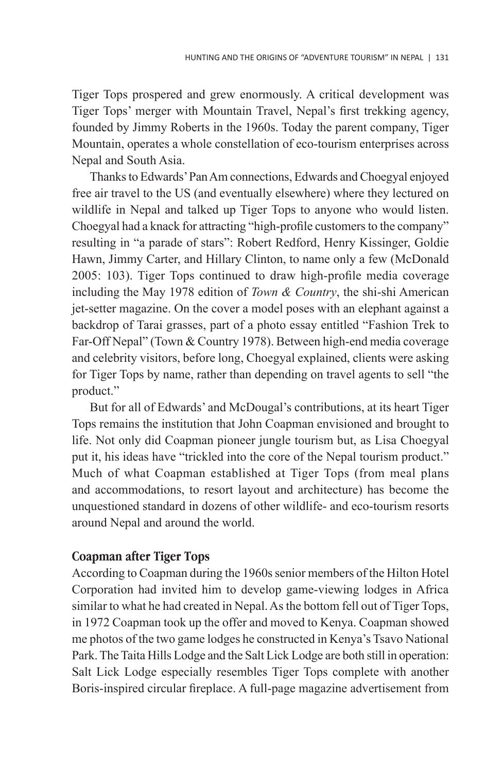Tiger Tops prospered and grew enormously. A critical development was Tiger Tops' merger with Mountain Travel, Nepal's first trekking agency, founded by Jimmy Roberts in the 1960s. Today the parent company, Tiger Mountain, operates a whole constellation of eco-tourism enterprises across Nepal and South Asia.

Thanks to Edwards' Pan Am connections, Edwards and Choegyal enjoyed free air travel to the US (and eventually elsewhere) where they lectured on wildlife in Nepal and talked up Tiger Tops to anyone who would listen. Choegyal had a knack for attracting "high-profile customers to the company" resulting in "a parade of stars": Robert Redford, Henry Kissinger, Goldie Hawn, Jimmy Carter, and Hillary Clinton, to name only a few (McDonald 2005: 103). Tiger Tops continued to draw high-profile media coverage including the May 1978 edition of *Town & Country*, the shi-shi American jet-setter magazine. On the cover a model poses with an elephant against a backdrop of Tarai grasses, part of a photo essay entitled "Fashion Trek to Far-Off Nepal" (Town & Country 1978). Between high-end media coverage and celebrity visitors, before long, Choegyal explained, clients were asking for Tiger Tops by name, rather than depending on travel agents to sell "the product."

But for all of Edwards' and McDougal's contributions, at its heart Tiger Tops remains the institution that John Coapman envisioned and brought to life. Not only did Coapman pioneer jungle tourism but, as Lisa Choegyal put it, his ideas have "trickled into the core of the Nepal tourism product." Much of what Coapman established at Tiger Tops (from meal plans and accommodations, to resort layout and architecture) has become the unquestioned standard in dozens of other wildlife- and eco-tourism resorts around Nepal and around the world.

### Coapman after Tiger Tops

According to Coapman during the 1960s senior members of the Hilton Hotel Corporation had invited him to develop game-viewing lodges in Africa similar to what he had created in Nepal. As the bottom fell out of Tiger Tops, in 1972 Coapman took up the offer and moved to Kenya. Coapman showed me photos of the two game lodges he constructed in Kenya's Tsavo National Park. The Taita Hills Lodge and the Salt Lick Lodge are both still in operation: Salt Lick Lodge especially resembles Tiger Tops complete with another Boris-inspired circular fireplace. A full-page magazine advertisement from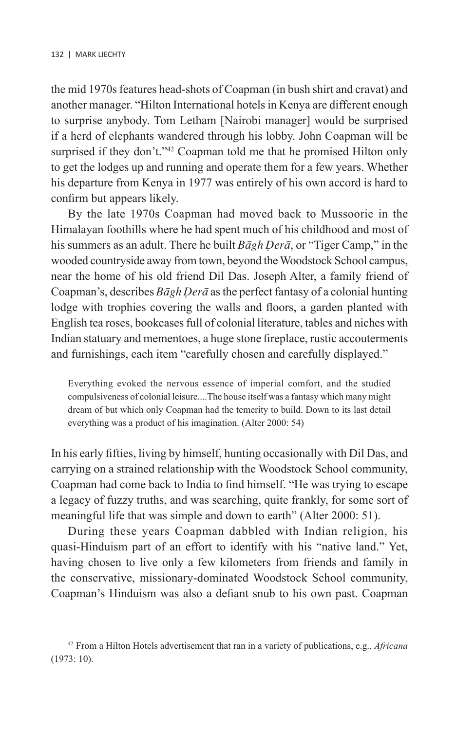the mid 1970s features head-shots of Coapman (in bush shirt and cravat) and another manager. "Hilton International hotels in Kenya are different enough to surprise anybody. Tom Letham [Nairobi manager] would be surprised if a herd of elephants wandered through his lobby. John Coapman will be surprised if they don't."[42] Coapman told me that he promised Hilton only to get the lodges up and running and operate them for a few years. Whether his departure from Kenya in 1977 was entirely of his own accord is hard to confirm but appears likely.

By the late 1970s Coapman had moved back to Mussoorie in the Himalayan foothills where he had spent much of his childhood and most of his summers as an adult. There he built *Bāgh Ḍerā*, or "Tiger Camp," in the wooded countryside away from town, beyond the Woodstock School campus, near the home of his old friend Dil Das. Joseph Alter, a family friend of Coapman's, describes *Bāgh Ḍerā* as the perfect fantasy of a colonial hunting lodge with trophies covering the walls and floors, a garden planted with English tea roses, bookcases full of colonial literature, tables and niches with Indian statuary and mementoes, a huge stone fireplace, rustic accouterments and furnishings, each item "carefully chosen and carefully displayed."

> Everything evoked the nervous essence of imperial comfort, and the studied compulsiveness of colonial leisure....The house itself was a fantasy which many might dream of but which only Coapman had the temerity to build. Down to its last detail everything was a product of his imagination. (Alter 2000: 54)

In his early fifties, living by himself, hunting occasionally with Dil Das, and carrying on a strained relationship with the Woodstock School community, Coapman had come back to India to find himself. "He was trying to escape a legacy of fuzzy truths, and was searching, quite frankly, for some sort of meaningful life that was simple and down to earth" (Alter 2000: 51).

During these years Coapman dabbled with Indian religion, his quasi-Hinduism part of an effort to identify with his "native land." Yet, having chosen to live only a few kilometers from friends and family in the conservative, missionary-dominated Woodstock School community, Coapman's Hinduism was also a defiant snub to his own past. Coapman

[42] From a Hilton Hotels advertisement that ran in a variety of publications, e.g., *Africana* (1973: 10).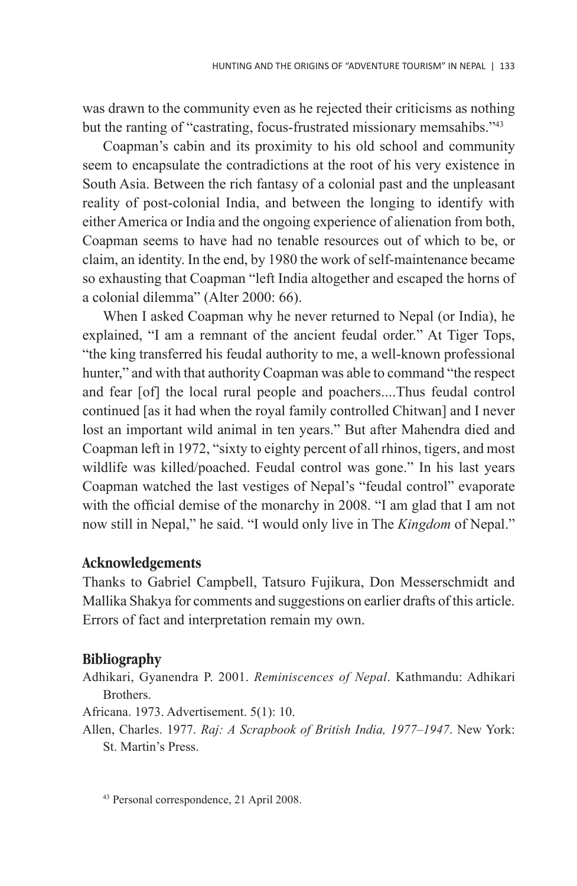was drawn to the community even as he rejected their criticisms as nothing but the ranting of "castrating, focus-frustrated missionary memsahibs."[43]

Coapman's cabin and its proximity to his old school and community seem to encapsulate the contradictions at the root of his very existence in South Asia. Between the rich fantasy of a colonial past and the unpleasant reality of post-colonial India, and between the longing to identify with either America or India and the ongoing experience of alienation from both, Coapman seems to have had no tenable resources out of which to be, or claim, an identity. In the end, by 1980 the work of self-maintenance became so exhausting that Coapman "left India altogether and escaped the horns of a colonial dilemma" (Alter 2000: 66).

When I asked Coapman why he never returned to Nepal (or India), he explained, "I am a remnant of the ancient feudal order." At Tiger Tops, "the king transferred his feudal authority to me, a well-known professional hunter," and with that authority Coapman was able to command "the respect and fear [of] the local rural people and poachers....Thus feudal control continued [as it had when the royal family controlled Chitwan] and I never lost an important wild animal in ten years." But after Mahendra died and Coapman left in 1972, "sixty to eighty percent of all rhinos, tigers, and most wildlife was killed/poached. Feudal control was gone." In his last years Coapman watched the last vestiges of Nepal's "feudal control" evaporate with the official demise of the monarchy in 2008. "I am glad that I am not now still in Nepal," he said. "I would only live in The *Kingdom* of Nepal."

## Acknowledgements

Thanks to Gabriel Campbell, Tatsuro Fujikura, Don Messerschmidt and Mallika Shakya for comments and suggestions on earlier drafts of this article. Errors of fact and interpretation remain my own.

## Bibliography

Adhikari, Gyanendra P. 2001. *Reminiscences of Nepal*. Kathmandu: Adhikari Brothers.

Africana. 1973. Advertisement. 5(1): 10.

Allen, Charles. 1977. *Raj: A Scrapbook of British India, 1977–1947*. New York: St. Martin's Press.

[43] Personal correspondence, 21 April 2008.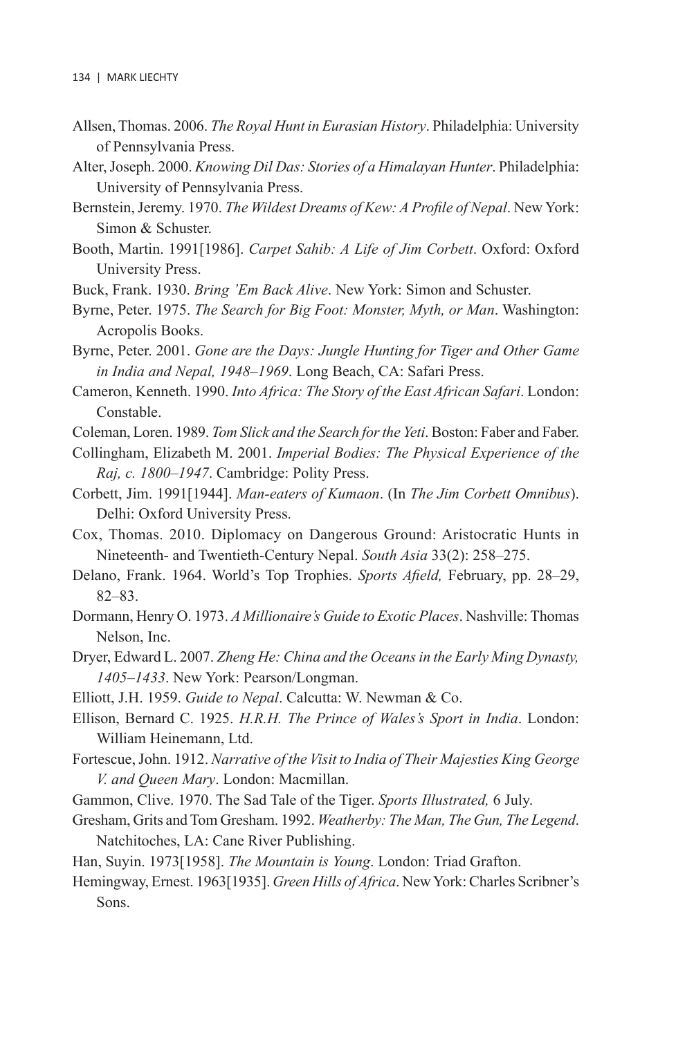Allsen, Thomas. 2006. *The Royal Hunt in Eurasian History*. Philadelphia: University of Pennsylvania Press.

Alter, Joseph. 2000. *Knowing Dil Das: Stories of a Himalayan Hunter*. Philadelphia: University of Pennsylvania Press.

Bernstein, Jeremy. 1970. *The Wildest Dreams of Kew: A Profile of Nepal*. New York: Simon & Schuster.

Booth, Martin. 1991[1986]. *Carpet Sahib: A Life of Jim Corbett*. Oxford: Oxford University Press.

Buck, Frank. 1930. *Bring 'Em Back Alive*. New York: Simon and Schuster.

Byrne, Peter. 1975. *The Search for Big Foot: Monster, Myth, or Man*. Washington: Acropolis Books.

Byrne, Peter. 2001. *Gone are the Days: Jungle Hunting for Tiger and Other Game in India and Nepal, 1948–1969*. Long Beach, CA: Safari Press.

Cameron, Kenneth. 1990. *Into Africa: The Story of the East African Safari*. London: Constable.

Coleman, Loren. 1989. *Tom Slick and the Search for the Yeti*. Boston: Faber and Faber.

Collingham, Elizabeth M. 2001. *Imperial Bodies: The Physical Experience of the Raj, c. 1800–1947*. Cambridge: Polity Press.

Corbett, Jim. 1991[1944]. *Man-eaters of Kumaon*. (In *The Jim Corbett Omnibus*). Delhi: Oxford University Press.

Cox, Thomas. 2010. Diplomacy on Dangerous Ground: Aristocratic Hunts in Nineteenth- and Twentieth-Century Nepal. *South Asia* 33(2): 258–275.

Delano, Frank. 1964. World's Top Trophies. *Sports Afield,* February, pp. 28–29, 82–83.

Dormann, Henry O. 1973. *A Millionaire's Guide to Exotic Places*. Nashville: Thomas Nelson, Inc.

Dryer, Edward L. 2007. *Zheng He: China and the Oceans in the Early Ming Dynasty, 1405–1433*. New York: Pearson/Longman.

Elliott, J.H. 1959. *Guide to Nepal*. Calcutta: W. Newman & Co.

Ellison, Bernard C. 1925. *H.R.H. The Prince of Wales's Sport in India*. London: William Heinemann, Ltd.

Fortescue, John. 1912. *Narrative of the Visit to India of Their Majesties King George V. and Queen Mary*. London: Macmillan.

Gammon, Clive. 1970. The Sad Tale of the Tiger. *Sports Illustrated,* 6 July.

Gresham, Grits and Tom Gresham. 1992. *Weatherby: The Man, The Gun, The Legend*. Natchitoches, LA: Cane River Publishing.

Han, Suyin. 1973[1958]. *The Mountain is Young*. London: Triad Grafton.

Hemingway, Ernest. 1963[1935]. *Green Hills of Africa*. New York: Charles Scribner's Sons.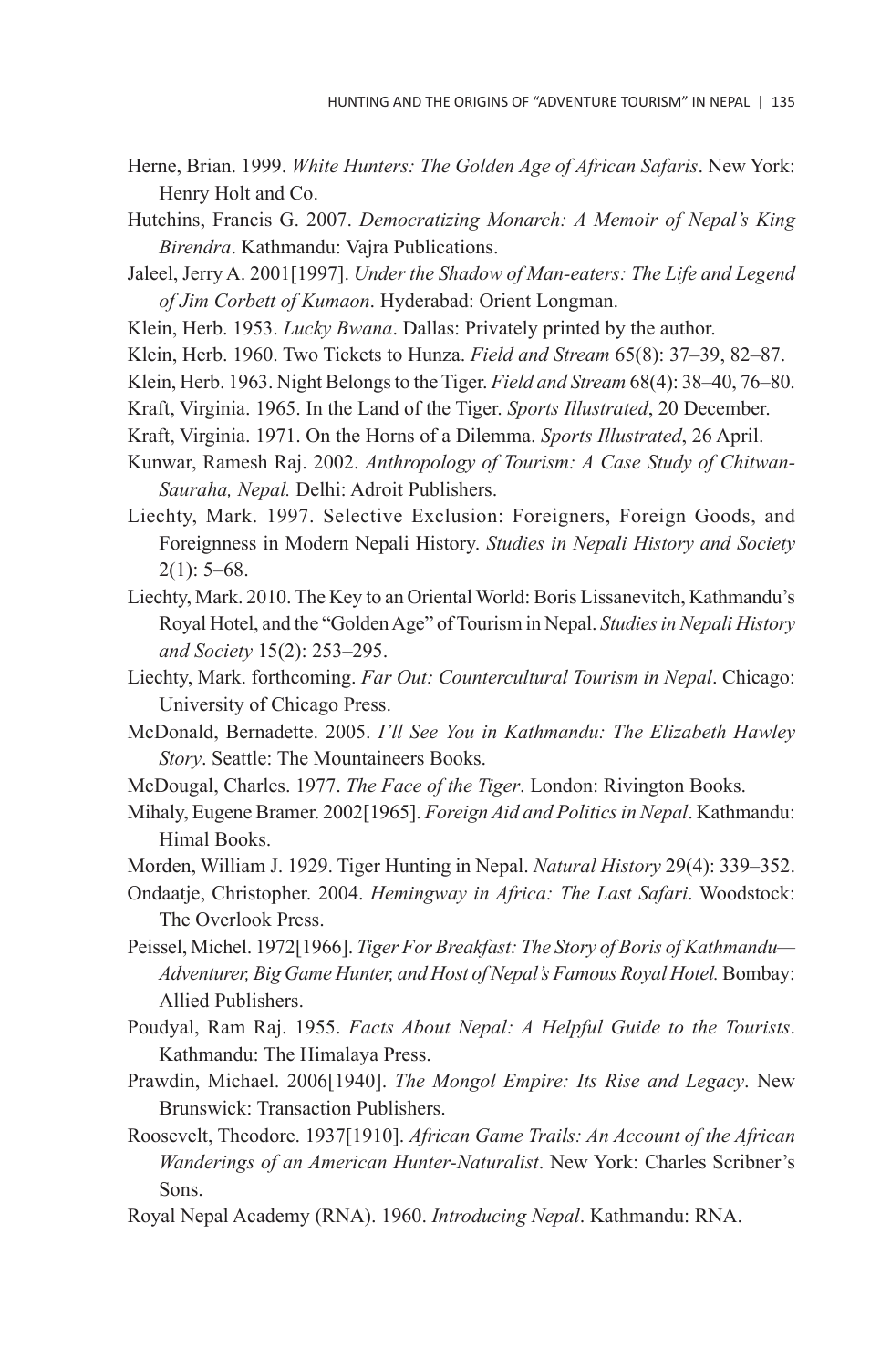Herne, Brian. 1999. *White Hunters: The Golden Age of African Safaris*. New York: Henry Holt and Co.

Hutchins, Francis G. 2007. *Democratizing Monarch: A Memoir of Nepal's King Birendra*. Kathmandu: Vajra Publications.

Jaleel, Jerry A. 2001[1997]. *Under the Shadow of Man-eaters: The Life and Legend of Jim Corbett of Kumaon*. Hyderabad: Orient Longman.

Klein, Herb. 1953. *Lucky Bwana*. Dallas: Privately printed by the author.

Klein, Herb. 1960. Two Tickets to Hunza. *Field and Stream* 65(8): 37–39, 82–87.

Klein, Herb. 1963. Night Belongs to the Tiger. *Field and Stream* 68(4): 38–40, 76–80.

Kraft, Virginia. 1965. In the Land of the Tiger. *Sports Illustrated*, 20 December.

Kraft, Virginia. 1971. On the Horns of a Dilemma. *Sports Illustrated*, 26 April.

Kunwar, Ramesh Raj. 2002. *Anthropology of Tourism: A Case Study of Chitwan-Sauraha, Nepal.* Delhi: Adroit Publishers.

Liechty, Mark. 1997. Selective Exclusion: Foreigners, Foreign Goods, and Foreignness in Modern Nepali History. *Studies in Nepali History and Society* 2(1): 5–68.

Liechty, Mark. 2010. The Key to an Oriental World: Boris Lissanevitch, Kathmandu's Royal Hotel, and the "Golden Age" of Tourism in Nepal. *Studies in Nepali History and Society* 15(2): 253–295.

Liechty, Mark. forthcoming. *Far Out: Countercultural Tourism in Nepal*. Chicago: University of Chicago Press.

McDonald, Bernadette. 2005. *I'll See You in Kathmandu: The Elizabeth Hawley Story*. Seattle: The Mountaineers Books.

McDougal, Charles. 1977. *The Face of the Tiger*. London: Rivington Books.

Mihaly, Eugene Bramer. 2002[1965]. *Foreign Aid and Politics in Nepal*. Kathmandu: Himal Books.

Morden, William J. 1929. Tiger Hunting in Nepal. *Natural History* 29(4): 339–352.

Ondaatje, Christopher. 2004. *Hemingway in Africa: The Last Safari*. Woodstock: The Overlook Press.

Peissel, Michel. 1972[1966]. *Tiger For Breakfast: The Story of Boris of Kathmandu—Adventurer, Big Game Hunter, and Host of Nepal's Famous Royal Hotel.* Bombay: Allied Publishers.

Poudyal, Ram Raj. 1955. *Facts About Nepal: A Helpful Guide to the Tourists*. Kathmandu: The Himalaya Press.

Prawdin, Michael. 2006[1940]. *The Mongol Empire: Its Rise and Legacy*. New Brunswick: Transaction Publishers.

Roosevelt, Theodore. 1937[1910]. *African Game Trails: An Account of the African Wanderings of an American Hunter-Naturalist*. New York: Charles Scribner's Sons.

Royal Nepal Academy (RNA). 1960. *Introducing Nepal*. Kathmandu: RNA.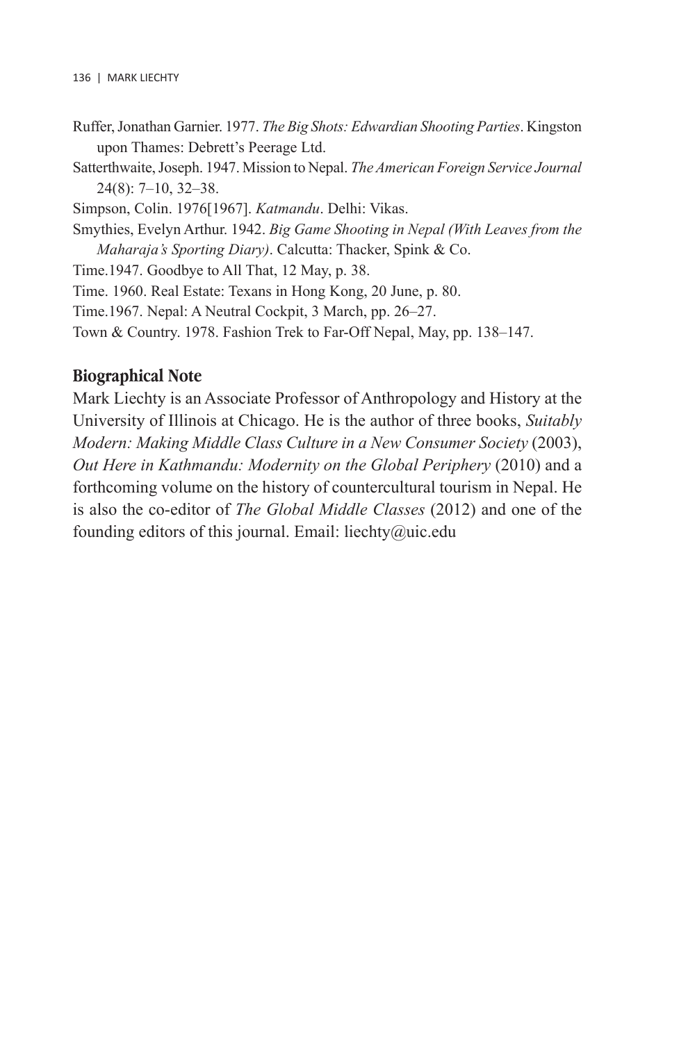Ruffer, Jonathan Garnier. 1977. *The Big Shots: Edwardian Shooting Parties*. Kingston upon Thames: Debrett's Peerage Ltd.

Satterthwaite, Joseph. 1947. Mission to Nepal. *The American Foreign Service Journal* 24(8): 7–10, 32–38.

Simpson, Colin. 1976[1967]. *Katmandu*. Delhi: Vikas.

Smythies, Evelyn Arthur. 1942. *Big Game Shooting in Nepal (With Leaves from the Maharaja's Sporting Diary)*. Calcutta: Thacker, Spink & Co.

Time.1947. Goodbye to All That, 12 May, p. 38.

Time. 1960. Real Estate: Texans in Hong Kong, 20 June, p. 80.

Time.1967. Nepal: A Neutral Cockpit, 3 March, pp. 26–27.

Town & Country. 1978. Fashion Trek to Far-Off Nepal, May, pp. 138–147.

## Biographical Note

Mark Liechty is an Associate Professor of Anthropology and History at the University of Illinois at Chicago. He is the author of three books, *Suitably Modern: Making Middle Class Culture in a New Consumer Society* (2003), *Out Here in Kathmandu: Modernity on the Global Periphery* (2010) and a forthcoming volume on the history of countercultural tourism in Nepal. He is also the co-editor of *The Global Middle Classes* (2012) and one of the founding editors of this journal. Email: liechty@uic.edu